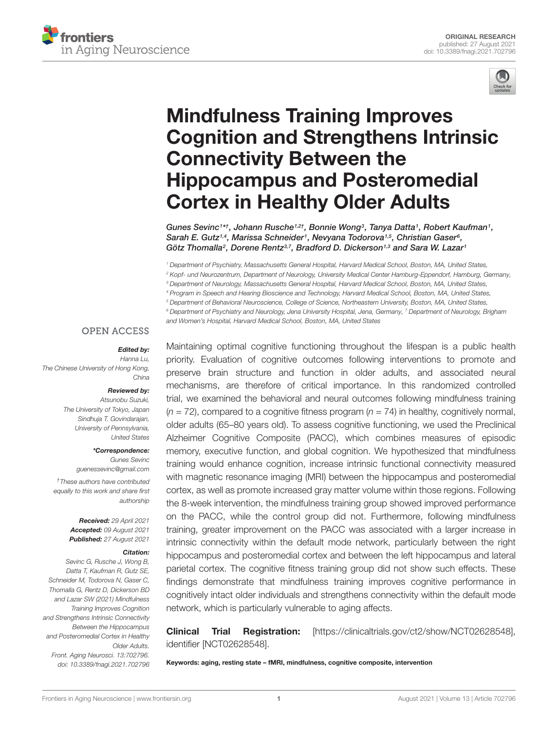ORIGINAL RESEARCH
published: 27 August 2021
doi: 10.3389/fnagi.2021.702796

# Mindfulness Training Improves Cognition and Strengthens Intrinsic Connectivity Between the Hippocampus and Posteromedial Cortex in Healthy Older Adults

*Gunes Sevinc[1*†], Johann Rusche[1,2†], Bonnie Wong[3], Tanya Datta[1], Robert Kaufman[1], Sarah E. Gutz[1,4], Marissa Schneider[1], Nevyana Todorova[1,5], Christian Gaser[6], Götz Thomalla[2], Dorene Rentz[3,7], Bradford D. Dickerson[1,3] and Sara W. Lazar[1]*

[1] Department of Psychiatry, Massachusetts General Hospital, Harvard Medical School, Boston, MA, United States,
[2] Kopf- und Neurozentrum, Department of Neurology, University Medical Center Hamburg-Eppendorf, Hamburg, Germany,
[3] Department of Neurology, Massachusetts General Hospital, Harvard Medical School, Boston, MA, United States,
[4] Program in Speech and Hearing Bioscience and Technology, Harvard Medical School, Boston, MA, United States,
[5] Department of Behavioral Neuroscience, College of Science, Northeastern University, Boston, MA, United States,
[6] Department of Psychiatry and Neurology, Jena University Hospital, Jena, Germany, [7] Department of Neurology, Brigham and Women's Hospital, Harvard Medical School, Boston, MA, United States

OPEN ACCESS

***Edited by:***
*Hanna Lu,*
*The Chinese University of Hong Kong, China*

***Reviewed by:***
*Atsunobu Suzuki,*
*The University of Tokyo, Japan*
*Sindhuja T. Govindarajan,*
*University of Pennsylvania, United States*

***\*Correspondence:***
*Gunes Sevinc*
*guenessevinc@gmail.com*

*†These authors have contributed equally to this work and share first authorship*

***Received:*** *29 April 2021*
***Accepted:*** *09 August 2021*
***Published:*** *27 August 2021*

***Citation:***
*Sevinc G, Rusche J, Wong B, Datta T, Kaufman R, Gutz SE, Schneider M, Todorova N, Gaser C, Thomalla G, Rentz D, Dickerson BD and Lazar SW (2021) Mindfulness Training Improves Cognition and Strengthens Intrinsic Connectivity Between the Hippocampus and Posteromedial Cortex in Healthy Older Adults. Front. Aging Neurosci. 13:702796. doi: 10.3389/fnagi.2021.702796*

Maintaining optimal cognitive functioning throughout the lifespan is a public health priority. Evaluation of cognitive outcomes following interventions to promote and preserve brain structure and function in older adults, and associated neural mechanisms, are therefore of critical importance. In this randomized controlled trial, we examined the behavioral and neural outcomes following mindfulness training ($n = 72$), compared to a cognitive fitness program ($n = 74$) in healthy, cognitively normal, older adults (65–80 years old). To assess cognitive functioning, we used the Preclinical Alzheimer Cognitive Composite (PACC), which combines measures of episodic memory, executive function, and global cognition. We hypothesized that mindfulness training would enhance cognition, increase intrinsic functional connectivity measured with magnetic resonance imaging (MRI) between the hippocampus and posteromedial cortex, as well as promote increased gray matter volume within those regions. Following the 8-week intervention, the mindfulness training group showed improved performance on the PACC, while the control group did not. Furthermore, following mindfulness training, greater improvement on the PACC was associated with a larger increase in intrinsic connectivity within the default mode network, particularly between the right hippocampus and posteromedial cortex and between the left hippocampus and lateral parietal cortex. The cognitive fitness training group did not show such effects. These findings demonstrate that mindfulness training improves cognitive performance in cognitively intact older individuals and strengthens connectivity within the default mode network, which is particularly vulnerable to aging affects.

**Clinical Trial Registration:** [https://clinicaltrials.gov/ct2/show/NCT02628548], identifier [NCT02628548].

**Keywords: aging, resting state – fMRI, mindfulness, cognitive composite, intervention**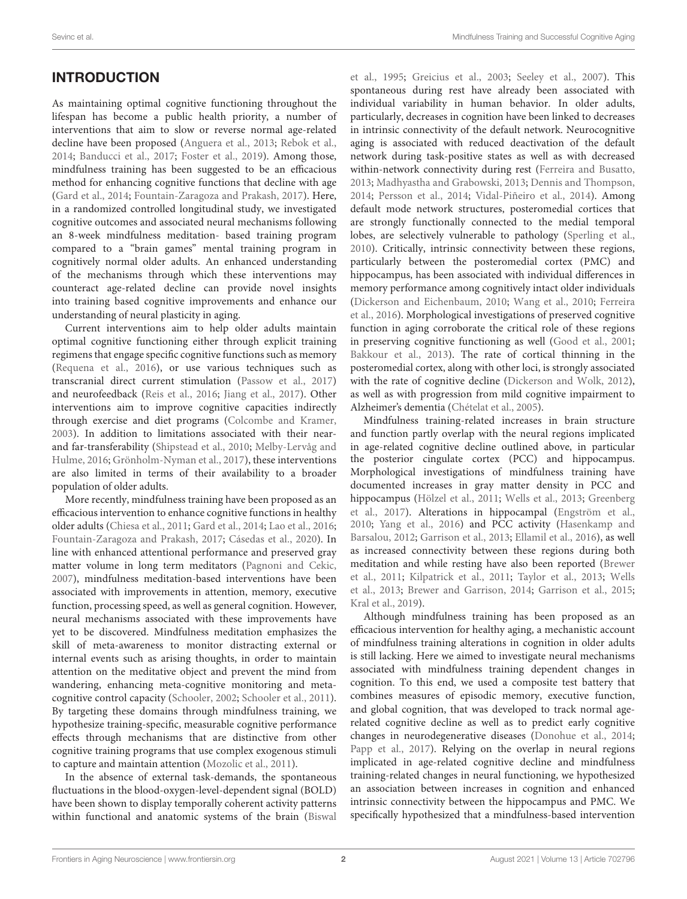## INTRODUCTION

As maintaining optimal cognitive functioning throughout the lifespan has become a public health priority, a number of interventions that aim to slow or reverse normal age-related decline have been proposed (Anguera et al., 2013; Rebok et al., 2014; Banducci et al., 2017; Foster et al., 2019). Among those, mindfulness training has been suggested to be an efficacious method for enhancing cognitive functions that decline with age (Gard et al., 2014; Fountain-Zaragoza and Prakash, 2017). Here, in a randomized controlled longitudinal study, we investigated cognitive outcomes and associated neural mechanisms following an 8-week mindfulness meditation- based training program compared to a "brain games" mental training program in cognitively normal older adults. An enhanced understanding of the mechanisms through which these interventions may counteract age-related decline can provide novel insights into training based cognitive improvements and enhance our understanding of neural plasticity in aging.

Current interventions aim to help older adults maintain optimal cognitive functioning either through explicit training regimens that engage specific cognitive functions such as memory (Requena et al., 2016), or use various techniques such as transcranial direct current stimulation (Passow et al., 2017) and neurofeedback (Reis et al., 2016; Jiang et al., 2017). Other interventions aim to improve cognitive capacities indirectly through exercise and diet programs (Colcombe and Kramer, 2003). In addition to limitations associated with their near- and far-transferability (Shipstead et al., 2010; Melby-Lervåg and Hulme, 2016; Grönholm-Nyman et al., 2017), these interventions are also limited in terms of their availability to a broader population of older adults.

More recently, mindfulness training have been proposed as an efficacious intervention to enhance cognitive functions in healthy older adults (Chiesa et al., 2011; Gard et al., 2014; Lao et al., 2016; Fountain-Zaragoza and Prakash, 2017; Císedas et al., 2020). In line with enhanced attentional performance and preserved gray matter volume in long term meditators (Pagnoni and Cekic, 2007), mindfulness meditation-based interventions have been associated with improvements in attention, memory, executive function, processing speed, as well as general cognition. However, neural mechanisms associated with these improvements have yet to be discovered. Mindfulness meditation emphasizes the skill of meta-awareness to monitor distracting external or internal events such as arising thoughts, in order to maintain attention on the meditative object and prevent the mind from wandering, enhancing meta-cognitive monitoring and meta-cognitive control capacity (Schooler, 2002; Schooler et al., 2011). By targeting these domains through mindfulness training, we hypothesize training-specific, measurable cognitive performance effects through mechanisms that are distinctive from other cognitive training programs that use complex exogenous stimuli to capture and maintain attention (Mozolic et al., 2011).

In the absence of external task-demands, the spontaneous fluctuations in the blood-oxygen-level-dependent signal (BOLD) have been shown to display temporally coherent activity patterns within functional and anatomic systems of the brain (Biswal et al., 1995; Greicius et al., 2003; Seeley et al., 2007). This spontaneous during rest have already been associated with individual variability in human behavior. In older adults, particularly, decreases in cognition have been linked to decreases in intrinsic connectivity of the default network. Neurocognitive aging is associated with reduced deactivation of the default network during task-positive states as well as with decreased within-network connectivity during rest (Ferreira and Busatto, 2013; Madhyastha and Grabowski, 2013; Dennis and Thompson, 2014; Persson et al., 2014; Vidal-Piñeiro et al., 2014). Among default mode network structures, posteromedial cortices that are strongly functionally connected to the medial temporal lobes, are selectively vulnerable to pathology (Sperling et al., 2010). Critically, intrinsic connectivity between these regions, particularly between the posteromedial cortex (PMC) and hippocampus, has been associated with individual differences in memory performance among cognitively intact older individuals (Dickerson and Eichenbaum, 2010; Wang et al., 2010; Ferreira et al., 2016). Morphological investigations of preserved cognitive function in aging corroborate the critical role of these regions in preserving cognitive functioning as well (Good et al., 2001; Bakkour et al., 2013). The rate of cortical thinning in the posteromedial cortex, along with other loci, is strongly associated with the rate of cognitive decline (Dickerson and Wolk, 2012), as well as with progression from mild cognitive impairment to Alzheimer's dementia (Chételat et al., 2005).

Mindfulness training-related increases in brain structure and function partly overlap with the neural regions implicated in age-related cognitive decline outlined above, in particular the posterior cingulate cortex (PCC) and hippocampus. Morphological investigations of mindfulness training have documented increases in gray matter density in PCC and hippocampus (Hölzel et al., 2011; Wells et al., 2013; Greenberg et al., 2017). Alterations in hippocampal (Engström et al., 2010; Yang et al., 2016) and PCC activity (Hasenkamp and Barsalou, 2012; Garrison et al., 2013; Ellamil et al., 2016), as well as increased connectivity between these regions during both meditation and while resting have also been reported (Brewer et al., 2011; Kilpatrick et al., 2011; Taylor et al., 2013; Wells et al., 2013; Brewer and Garrison, 2014; Garrison et al., 2015; Kral et al., 2019).

Although mindfulness training has been proposed as an efficacious intervention for healthy aging, a mechanistic account of mindfulness training alterations in cognition in older adults is still lacking. Here we aimed to investigate neural mechanisms associated with mindfulness training dependent changes in cognition. To this end, we used a composite test battery that combines measures of episodic memory, executive function, and global cognition, that was developed to track normal age-related cognitive decline as well as to predict early cognitive changes in neurodegenerative diseases (Donohue et al., 2014; Papp et al., 2017). Relying on the overlap in neural regions implicated in age-related cognitive decline and mindfulness training-related changes in neural functioning, we hypothesized an association between increases in cognition and enhanced intrinsic connectivity between the hippocampus and PMC. We specifically hypothesized that a mindfulness-based intervention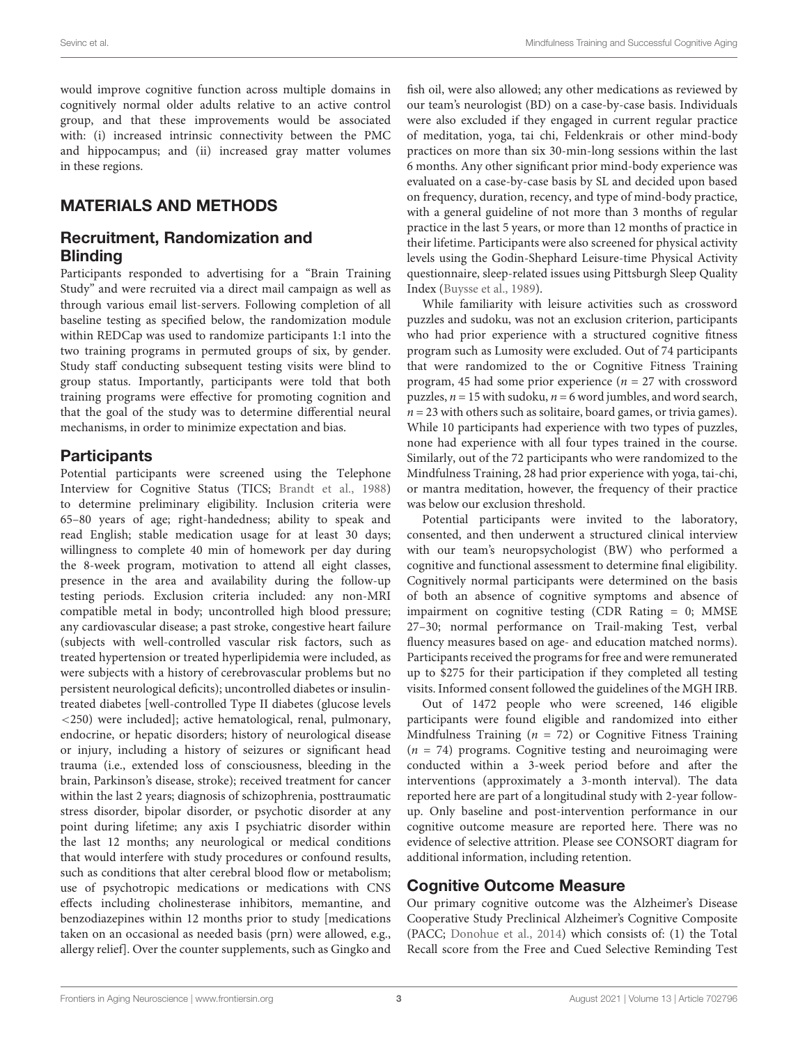would improve cognitive function across multiple domains in cognitively normal older adults relative to an active control group, and that these improvements would be associated with: (i) increased intrinsic connectivity between the PMC and hippocampus; and (ii) increased gray matter volumes in these regions.

## MATERIALS AND METHODS

### Recruitment, Randomization and Blinding

Participants responded to advertising for a "Brain Training Study" and were recruited via a direct mail campaign as well as through various email list-servers. Following completion of all baseline testing as specified below, the randomization module within REDCap was used to randomize participants 1:1 into the two training programs in permuted groups of six, by gender. Study staff conducting subsequent testing visits were blind to group status. Importantly, participants were told that both training programs were effective for promoting cognition and that the goal of the study was to determine differential neural mechanisms, in order to minimize expectation and bias.

### Participants

Potential participants were screened using the Telephone Interview for Cognitive Status (TICS; Brandt et al., 1988) to determine preliminary eligibility. Inclusion criteria were 65–80 years of age; right-handedness; ability to speak and read English; stable medication usage for at least 30 days; willingness to complete 40 min of homework per day during the 8-week program, motivation to attend all eight classes, presence in the area and availability during the follow-up testing periods. Exclusion criteria included: any non-MRI compatible metal in body; uncontrolled high blood pressure; any cardiovascular disease; a past stroke, congestive heart failure (subjects with well-controlled vascular risk factors, such as treated hypertension or treated hyperlipidemia were included, as were subjects with a history of cerebrovascular problems but no persistent neurological deficits); uncontrolled diabetes or insulin-treated diabetes [well-controlled Type II diabetes (glucose levels <250) were included]; active hematological, renal, pulmonary, endocrine, or hepatic disorders; history of neurological disease or injury, including a history of seizures or significant head trauma (i.e., extended loss of consciousness, bleeding in the brain, Parkinson's disease, stroke); received treatment for cancer within the last 2 years; diagnosis of schizophrenia, posttraumatic stress disorder, bipolar disorder, or psychotic disorder at any point during lifetime; any axis I psychiatric disorder within the last 12 months; any neurological or medical conditions that would interfere with study procedures or confound results, such as conditions that alter cerebral blood flow or metabolism; use of psychotropic medications or medications with CNS effects including cholinesterase inhibitors, memantine, and benzodiazepines within 12 months prior to study [medications taken on an occasional as needed basis (prn) were allowed, e.g., allergy relief]. Over the counter supplements, such as Gingko and fish oil, were also allowed; any other medications as reviewed by our team's neurologist (BD) on a case-by-case basis. Individuals were also excluded if they engaged in current regular practice of meditation, yoga, tai chi, Feldenkrais or other mind-body practices on more than six 30-min-long sessions within the last 6 months. Any other significant prior mind-body experience was evaluated on a case-by-case basis by SL and decided upon based on frequency, duration, recency, and type of mind-body practice, with a general guideline of not more than 3 months of regular practice in the last 5 years, or more than 12 months of practice in their lifetime. Participants were also screened for physical activity levels using the Godin-Shephard Leisure-time Physical Activity questionnaire, sleep-related issues using Pittsburgh Sleep Quality Index (Buysse et al., 1989).

While familiarity with leisure activities such as crossword puzzles and sudoku, was not an exclusion criterion, participants who had prior experience with a structured cognitive fitness program such as Lumosity were excluded. Out of 74 participants that were randomized to the or Cognitive Fitness Training program, 45 had some prior experience ($n = 27$ with crossword puzzles, $n = 15$ with sudoku, $n = 6$ word jumbles, and word search, $n = 23$ with others such as solitaire, board games, or trivia games). While 10 participants had experience with two types of puzzles, none had experience with all four types trained in the course. Similarly, out of the 72 participants who were randomized to the Mindfulness Training, 28 had prior experience with yoga, tai-chi, or mantra meditation, however, the frequency of their practice was below our exclusion threshold.

Potential participants were invited to the laboratory, consented, and then underwent a structured clinical interview with our team's neuropsychologist (BW) who performed a cognitive and functional assessment to determine final eligibility. Cognitively normal participants were determined on the basis of both an absence of cognitive symptoms and absence of impairment on cognitive testing (CDR Rating = 0; MMSE 27–30; normal performance on Trail-making Test, verbal fluency measures based on age- and education matched norms). Participants received the programs for free and were remunerated up to $275 for their participation if they completed all testing visits. Informed consent followed the guidelines of the MGH IRB.

Out of 1472 people who were screened, 146 eligible participants were found eligible and randomized into either Mindfulness Training ($n = 72$) or Cognitive Fitness Training ($n = 74$) programs. Cognitive testing and neuroimaging were conducted within a 3-week period before and after the interventions (approximately a 3-month interval). The data reported here are part of a longitudinal study with 2-year follow-up. Only baseline and post-intervention performance in our cognitive outcome measure are reported here. There was no evidence of selective attrition. Please see CONSORT diagram for additional information, including retention.

### Cognitive Outcome Measure

Our primary cognitive outcome was the Alzheimer's Disease Cooperative Study Preclinical Alzheimer's Cognitive Composite (PACC; Donohue et al., 2014) which consists of: (1) the Total Recall score from the Free and Cued Selective Reminding Test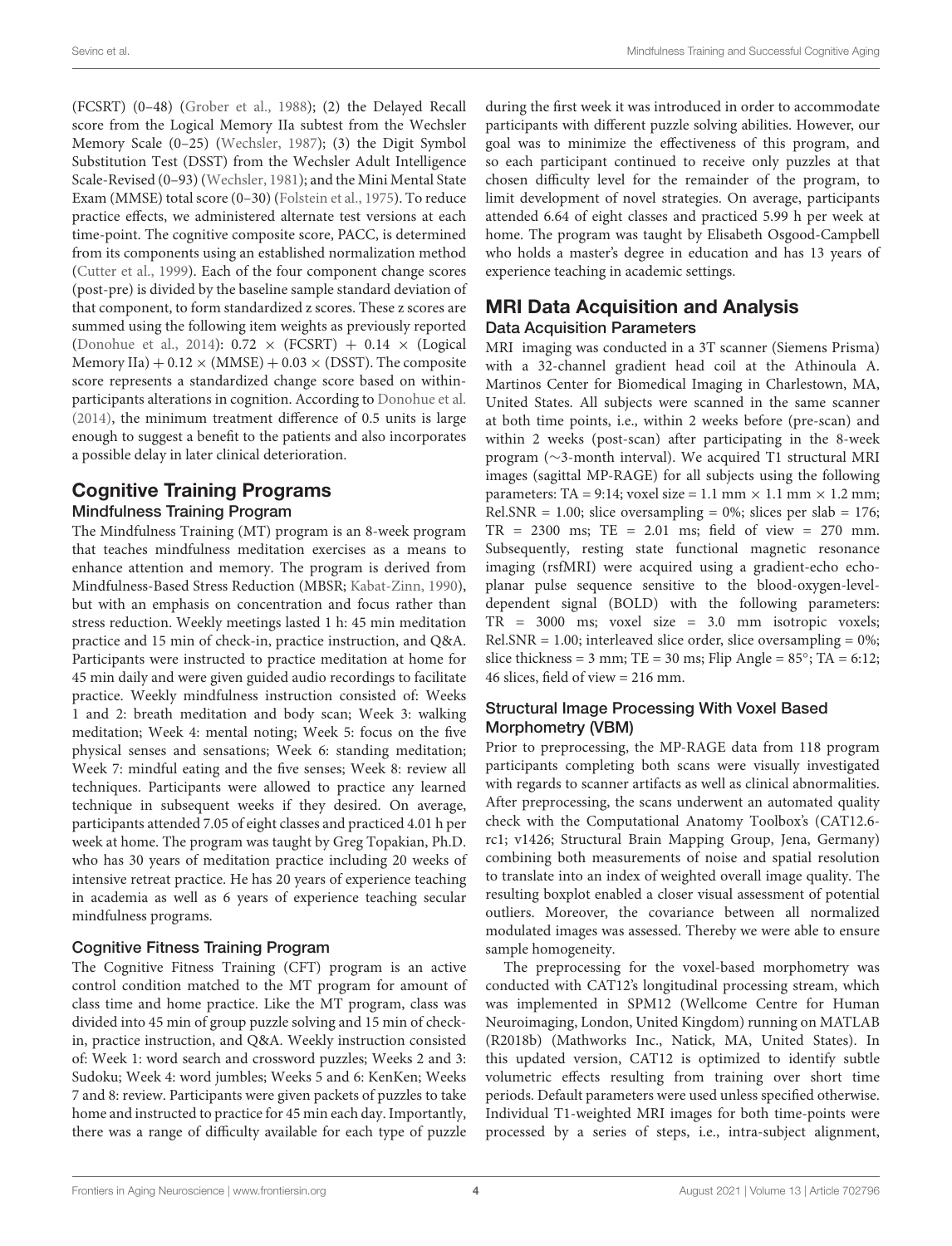(FCSRT) (0–48) (Grober et al., 1988); (2) the Delayed Recall score from the Logical Memory IIa subtest from the Wechsler Memory Scale (0–25) (Wechsler, 1987); (3) the Digit Symbol Substitution Test (DSST) from the Wechsler Adult Intelligence Scale-Revised (0–93) (Wechsler, 1981); and the Mini Mental State Exam (MMSE) total score (0–30) (Folstein et al., 1975). To reduce practice effects, we administered alternate test versions at each time-point. The cognitive composite score, PACC, is determined from its components using an established normalization method (Cutter et al., 1999). Each of the four component change scores (post-pre) is divided by the baseline sample standard deviation of that component, to form standardized z scores. These z scores are summed using the following item weights as previously reported (Donohue et al., 2014): $0.72 \times$ (FCSRT) $+ 0.14 \times$ (Logical Memory IIa) $+ 0.12 \times$ (MMSE) $+ 0.03 \times$ (DSST). The composite score represents a standardized change score based on within-participants alterations in cognition. According to Donohue et al. (2014), the minimum treatment difference of 0.5 units is large enough to suggest a benefit to the patients and also incorporates a possible delay in later clinical deterioration.

## Cognitive Training Programs

### Mindfulness Training Program

The Mindfulness Training (MT) program is an 8-week program that teaches mindfulness meditation exercises as a means to enhance attention and memory. The program is derived from Mindfulness-Based Stress Reduction (MBSR; Kabat-Zinn, 1990), but with an emphasis on concentration and focus rather than stress reduction. Weekly meetings lasted 1 h: 45 min meditation practice and 15 min of check-in, practice instruction, and Q&A. Participants were instructed to practice meditation at home for 45 min daily and were given guided audio recordings to facilitate practice. Weekly mindfulness instruction consisted of: Weeks 1 and 2: breath meditation and body scan; Week 3: walking meditation; Week 4: mental noting; Week 5: focus on the five physical senses and sensations; Week 6: standing meditation; Week 7: mindful eating and the five senses; Week 8: review all techniques. Participants were allowed to practice any learned technique in subsequent weeks if they desired. On average, participants attended 7.05 of eight classes and practiced 4.01 h per week at home. The program was taught by Greg Topakian, Ph.D. who has 30 years of meditation practice including 20 weeks of intensive retreat practice. He has 20 years of experience teaching in academia as well as 6 years of experience teaching secular mindfulness programs.

### Cognitive Fitness Training Program

The Cognitive Fitness Training (CFT) program is an active control condition matched to the MT program for amount of class time and home practice. Like the MT program, class was divided into 45 min of group puzzle solving and 15 min of check-in, practice instruction, and Q&A. Weekly instruction consisted of: Week 1: word search and crossword puzzles; Weeks 2 and 3: Sudoku; Week 4: word jumbles; Weeks 5 and 6: KenKen; Weeks 7 and 8: review. Participants were given packets of puzzles to take home and instructed to practice for 45 min each day. Importantly, there was a range of difficulty available for each type of puzzle during the first week it was introduced in order to accommodate participants with different puzzle solving abilities. However, our goal was to minimize the effectiveness of this program, and so each participant continued to receive only puzzles at that chosen difficulty level for the remainder of the program, to limit development of novel strategies. On average, participants attended 6.64 of eight classes and practiced 5.99 h per week at home. The program was taught by Elisabeth Osgood-Campbell who holds a master's degree in education and has 13 years of experience teaching in academic settings.

## MRI Data Acquisition and Analysis

### Data Acquisition Parameters

MRI imaging was conducted in a 3T scanner (Siemens Prisma) with a 32-channel gradient head coil at the Athinoula A. Martinos Center for Biomedical Imaging in Charlestown, MA, United States. All subjects were scanned in the same scanner at both time points, i.e., within 2 weeks before (pre-scan) and within 2 weeks (post-scan) after participating in the 8-week program (~3-month interval). We acquired T1 structural MRI images (sagittal MP-RAGE) for all subjects using the following parameters: TA = 9:14; voxel size = 1.1 mm × 1.1 mm × 1.2 mm; Rel.SNR = 1.00; slice oversampling = 0%; slices per slab = 176; TR = 2300 ms; TE = 2.01 ms; field of view = 270 mm. Subsequently, resting state functional magnetic resonance imaging (rsfMRI) were acquired using a gradient-echo echo-planar pulse sequence sensitive to the blood-oxygen-level-dependent signal (BOLD) with the following parameters: TR = 3000 ms; voxel size = 3.0 mm isotropic voxels; Rel.SNR = 1.00; interleaved slice order, slice oversampling = 0%; slice thickness = 3 mm; TE = 30 ms; Flip Angle = 85°; TA = 6:12; 46 slices, field of view = 216 mm.

### Structural Image Processing With Voxel Based Morphometry (VBM)

Prior to preprocessing, the MP-RAGE data from 118 program participants completing both scans were visually investigated with regards to scanner artifacts as well as clinical abnormalities. After preprocessing, the scans underwent an automated quality check with the Computational Anatomy Toolbox's (CAT12.6-rc1; v1426; Structural Brain Mapping Group, Jena, Germany) combining both measurements of noise and spatial resolution to translate into an index of weighted overall image quality. The resulting boxplot enabled a closer visual assessment of potential outliers. Moreover, the covariance between all normalized modulated images was assessed. Thereby we were able to ensure sample homogeneity.

The preprocessing for the voxel-based morphometry was conducted with CAT12's longitudinal processing stream, which was implemented in SPM12 (Wellcome Centre for Human Neuroimaging, London, United Kingdom) running on MATLAB (R2018b) (Mathworks Inc., Natick, MA, United States). In this updated version, CAT12 is optimized to identify subtle volumetric effects resulting from training over short time periods. Default parameters were used unless specified otherwise. Individual T1-weighted MRI images for both time-points were processed by a series of steps, i.e., intra-subject alignment,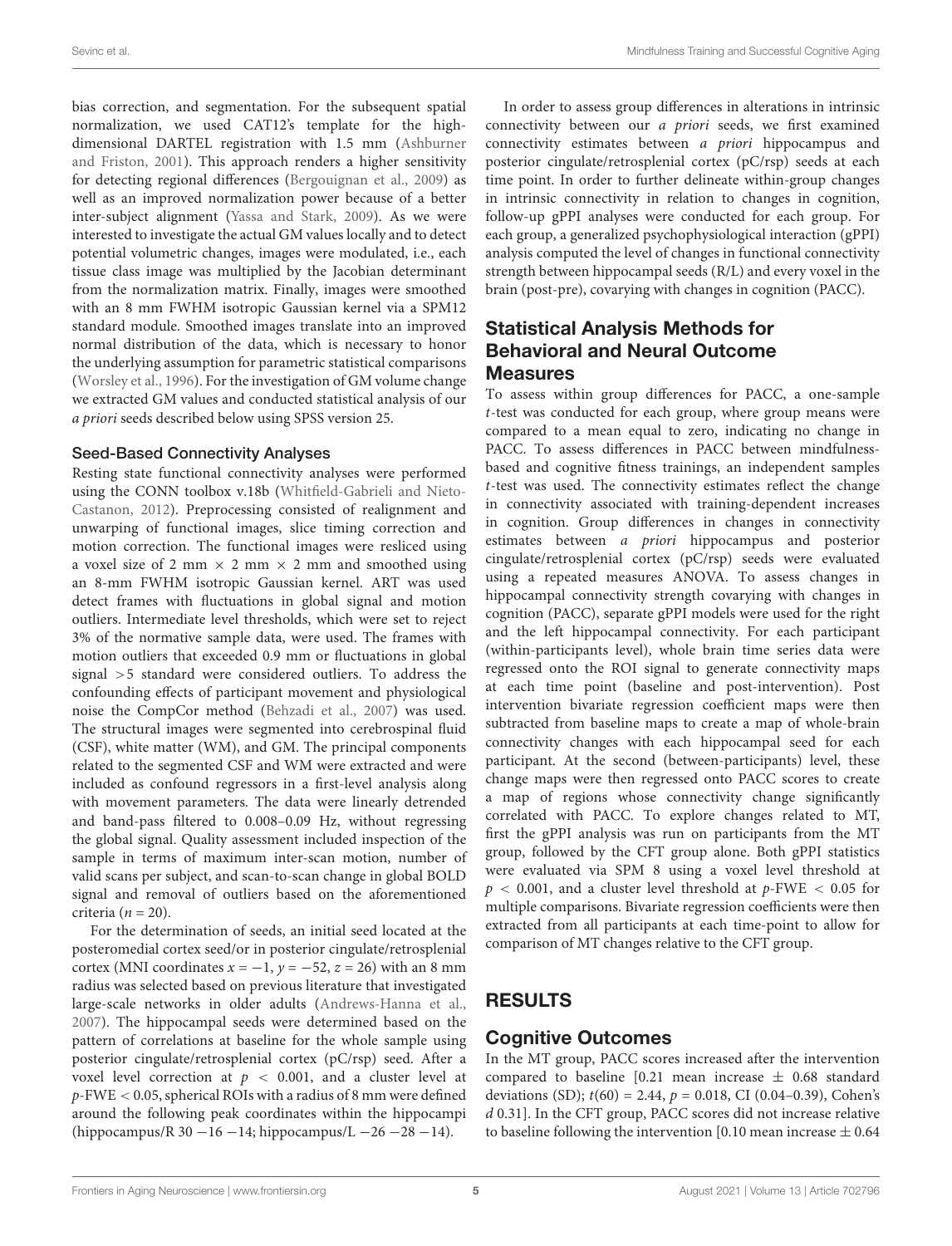bias correction, and segmentation. For the subsequent spatial normalization, we used CAT12's template for the high-dimensional DARTEL registration with 1.5 mm (Ashburner and Friston, 2001). This approach renders a higher sensitivity for detecting regional differences (Bergouignan et al., 2009) as well as an improved normalization power because of a better inter-subject alignment (Yassa and Stark, 2009). As we were interested to investigate the actual GM values locally and to detect potential volumetric changes, images were modulated, i.e., each tissue class image was multiplied by the Jacobian determinant from the normalization matrix. Finally, images were smoothed with an 8 mm FWHM isotropic Gaussian kernel via a SPM12 standard module. Smoothed images translate into an improved normal distribution of the data, which is necessary to honor the underlying assumption for parametric statistical comparisons (Worsley et al., 1996). For the investigation of GM volume change we extracted GM values and conducted statistical analysis of our *a priori* seeds described below using SPSS version 25.

### Seed-Based Connectivity Analyses

Resting state functional connectivity analyses were performed using the CONN toolbox v.18b (Whitfield-Gabrieli and Nieto-Castanon, 2012). Preprocessing consisted of realignment and unwarping of functional images, slice timing correction and motion correction. The functional images were resliced using a voxel size of 2 mm × 2 mm × 2 mm and smoothed using an 8-mm FWHM isotropic Gaussian kernel. ART was used detect frames with fluctuations in global signal and motion outliers. Intermediate level thresholds, which were set to reject 3% of the normative sample data, were used. The frames with motion outliers that exceeded 0.9 mm or fluctuations in global signal >5 standard were considered outliers. To address the confounding effects of participant movement and physiological noise the CompCor method (Behzadi et al., 2007) was used. The structural images were segmented into cerebrospinal fluid (CSF), white matter (WM), and GM. The principal components related to the segmented CSF and WM were extracted and were included as confound regressors in a first-level analysis along with movement parameters. The data were linearly detrended and band-pass filtered to 0.008–0.09 Hz, without regressing the global signal. Quality assessment included inspection of the sample in terms of maximum inter-scan motion, number of valid scans per subject, and scan-to-scan change in global BOLD signal and removal of outliers based on the aforementioned criteria ($n = 20$).

For the determination of seeds, an initial seed located at the posteromedial cortex seed/or in posterior cingulate/retrosplenial cortex (MNI coordinates $x = -1$, $y = -52$, $z = 26$) with an 8 mm radius was selected based on previous literature that investigated large-scale networks in older adults (Andrews-Hanna et al., 2007). The hippocampal seeds were determined based on the pattern of correlations at baseline for the whole sample using posterior cingulate/retrosplenial cortex (pC/rsp) seed. After a voxel level correction at $p < 0.001$, and a cluster level at $p$-FWE $< 0.05$, spherical ROIs with a radius of 8 mm were defined around the following peak coordinates within the hippocampi (hippocampus/R 30 −16 −14; hippocampus/L −26 −28 −14).

In order to assess group differences in alterations in intrinsic connectivity between our *a priori* seeds, we first examined connectivity estimates between *a priori* hippocampus and posterior cingulate/retrosplenial cortex (pC/rsp) seeds at each time point. In order to further delineate within-group changes in intrinsic connectivity in relation to changes in cognition, follow-up gPPI analyses were conducted for each group. For each group, a generalized psychophysiological interaction (gPPI) analysis computed the level of changes in functional connectivity strength between hippocampal seeds (R/L) and every voxel in the brain (post-pre), covarying with changes in cognition (PACC).

## Statistical Analysis Methods for Behavioral and Neural Outcome Measures

To assess within group differences for PACC, a one-sample $t$-test was conducted for each group, where group means were compared to a mean equal to zero, indicating no change in PACC. To assess differences in PACC between mindfulness-based and cognitive fitness trainings, an independent samples $t$-test was used. The connectivity estimates reflect the change in connectivity associated with training-dependent increases in cognition. Group differences in changes in connectivity estimates between *a priori* hippocampus and posterior cingulate/retrosplenial cortex (pC/rsp) seeds were evaluated using a repeated measures ANOVA. To assess changes in hippocampal connectivity strength covarying with changes in cognition (PACC), separate gPPI models were used for the right and the left hippocampal connectivity. For each participant (within-participants level), whole brain time series data were regressed onto the ROI signal to generate connectivity maps at each time point (baseline and post-intervention). Post intervention bivariate regression coefficient maps were then subtracted from baseline maps to create a map of whole-brain connectivity changes with each hippocampal seed for each participant. At the second (between-participants) level, these change maps were then regressed onto PACC scores to create a map of regions whose connectivity change significantly correlated with PACC. To explore changes related to MT, first the gPPI analysis was run on participants from the MT group, followed by the CFT group alone. Both gPPI statistics were evaluated via SPM 8 using a voxel level threshold at $p < 0.001$, and a cluster level threshold at $p$-FWE $< 0.05$ for multiple comparisons. Bivariate regression coefficients were then extracted from all participants at each time-point to allow for comparison of MT changes relative to the CFT group.

# RESULTS

## Cognitive Outcomes

In the MT group, PACC scores increased after the intervention compared to baseline [0.21 mean increase ± 0.68 standard deviations (SD); $t(60) = 2.44$, $p = 0.018$, CI (0.04–0.39), Cohen's $d$ 0.31]. In the CFT group, PACC scores did not increase relative to baseline following the intervention [0.10 mean increase ± 0.64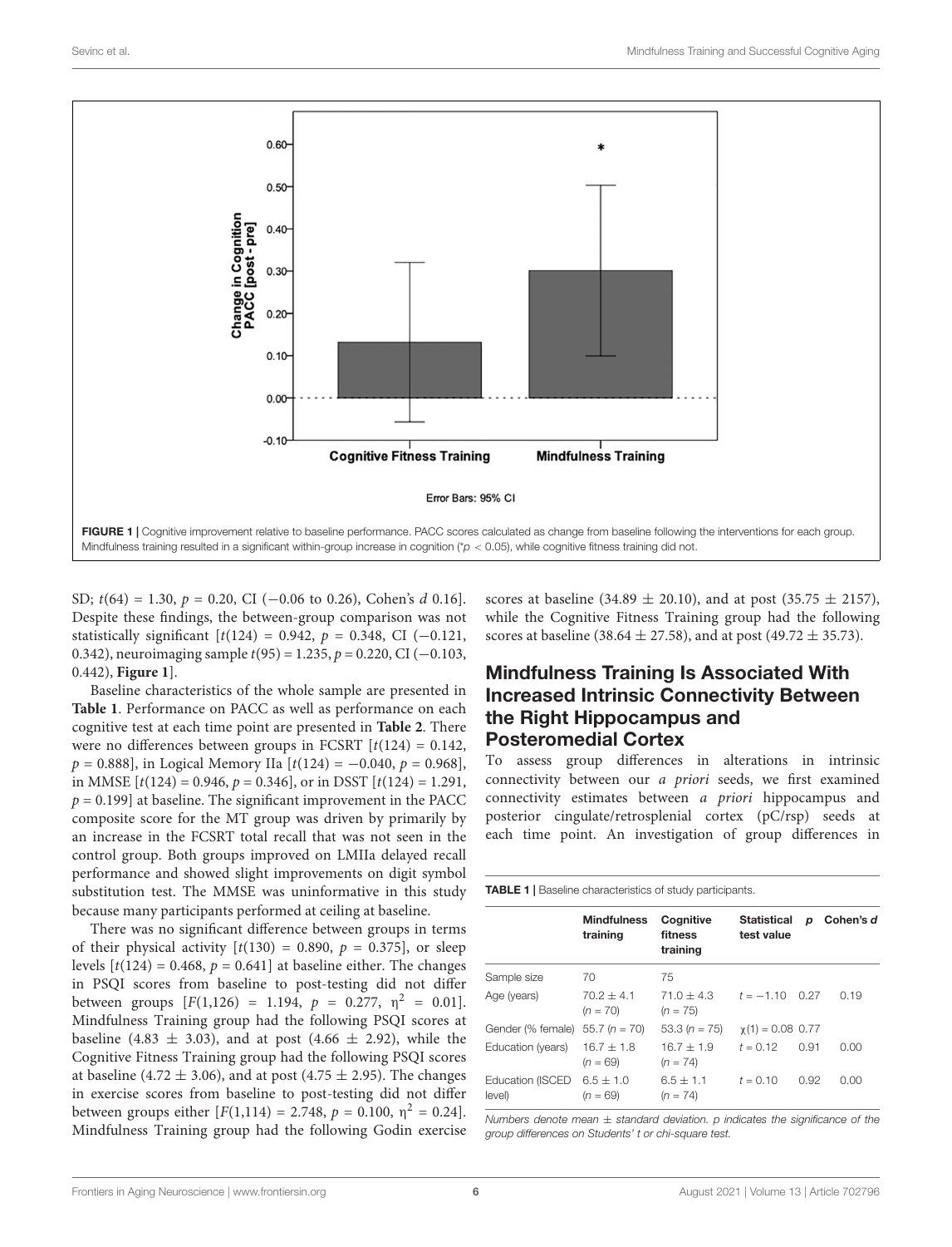FIGURE 1 | Cognitive improvement relative to baseline performance. PACC scores calculated as change from baseline following the interventions for each group. Mindfulness training resulted in a significant within-group increase in cognition (*$p < 0.05$), while cognitive fitness training did not.

SD; $t(64) = 1.30$, $p = 0.20$, CI (−0.06 to 0.26), Cohen's $d$ 0.16]. Despite these findings, the between-group comparison was not statistically significant [$t(124) = 0.942$, $p = 0.348$, CI (−0.121, 0.342), neuroimaging sample $t(95) = 1.235$, $p = 0.220$, CI (−0.103, 0.442), **Figure 1**].

Baseline characteristics of the whole sample are presented in **Table 1**. Performance on PACC as well as performance on each cognitive test at each time point are presented in **Table 2**. There were no differences between groups in FCSRT [$t(124) = 0.142$, $p = 0.888$], in Logical Memory IIa [$t(124) = -0.040$, $p = 0.968$], in MMSE [$t(124) = 0.946$, $p = 0.346$], or in DSST [$t(124) = 1.291$, $p = 0.199$] at baseline. The significant improvement in the PACC composite score for the MT group was driven by primarily by an increase in the FCSRT total recall that was not seen in the control group. Both groups improved on LMIIa delayed recall performance and showed slight improvements on digit symbol substitution test. The MMSE was uninformative in this study because many participants performed at ceiling at baseline.

There was no significant difference between groups in terms of their physical activity [$t(130) = 0.890$, $p = 0.375$], or sleep levels [$t(124) = 0.468$, $p = 0.641$] at baseline either. The changes in PSQI scores from baseline to post-testing did not differ between groups [$F(1,126) = 1.194$, $p = 0.277$, $\eta^2 = 0.01$]. Mindfulness Training group had the following PSQI scores at baseline (4.83 ± 3.03), and at post (4.66 ± 2.92), while the Cognitive Fitness Training group had the following PSQI scores at baseline (4.72 ± 3.06), and at post (4.75 ± 2.95). The changes in exercise scores from baseline to post-testing did not differ between groups either [$F(1,114) = 2.748$, $p = 0.100$, $\eta^2 = 0.24$]. Mindfulness Training group had the following Godin exercise scores at baseline (34.89 ± 20.10), and at post (35.75 ± 2157), while the Cognitive Fitness Training group had the following scores at baseline (38.64 ± 27.58), and at post (49.72 ± 35.73).

## Mindfulness Training Is Associated With Increased Intrinsic Connectivity Between the Right Hippocampus and Posteromedial Cortex

To assess group differences in alterations in intrinsic connectivity between our *a priori* seeds, we first examined connectivity estimates between *a priori* hippocampus and posterior cingulate/retrosplenial cortex (pC/rsp) seeds at each time point. An investigation of group differences in

**TABLE 1** | Baseline characteristics of study participants.

| | Mindfulness training | Cognitive fitness training | Statistical test value | p | Cohen's d |
|---|---|---|---|---|---|
| Sample size | 70 | 75 | | | |
| Age (years) | 70.2 ± 4.1 ($n$ = 70) | 71.0 ± 4.3 ($n$ = 75) | $t$ = −1.10 | 0.27 | 0.19 |
| Gender (% female) | 55.7 ($n$ = 70) | 53.3 ($n$ = 75) | $\chi(1)$ = 0.08 | 0.77 | |
| Education (years) | 16.7 ± 1.8 ($n$ = 69) | 16.7 ± 1.9 ($n$ = 74) | $t$ = 0.12 | 0.91 | 0.00 |
| Education (ISCED level) | 6.5 ± 1.0 ($n$ = 69) | 6.5 ± 1.1 ($n$ = 74) | $t$ = 0.10 | 0.92 | 0.00 |

*Numbers denote mean ± standard deviation. p indicates the significance of the group differences on Students' t or chi-square test.*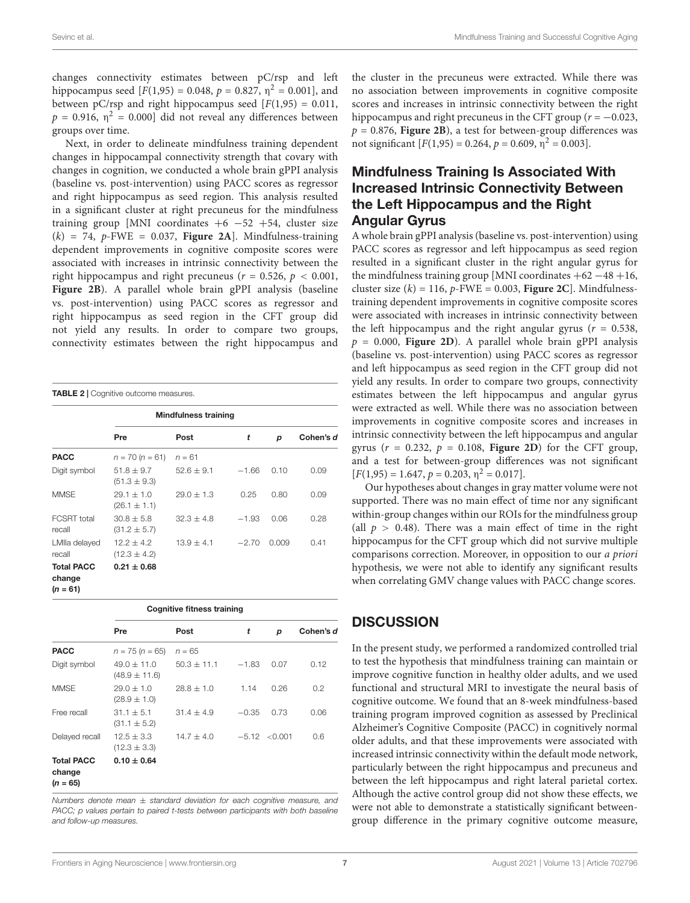changes connectivity estimates between pC/rsp and left hippocampus seed [$F(1,95) = 0.048$, $p = 0.827$, $\eta^2 = 0.001$], and between pC/rsp and right hippocampus seed [$F(1,95) = 0.011$, $p = 0.916$, $\eta^2 = 0.000$] did not reveal any differences between groups over time.

Next, in order to delineate mindfulness training dependent changes in hippocampal connectivity strength that covary with changes in cognition, we conducted a whole brain gPPI analysis (baseline vs. post-intervention) using PACC scores as regressor and right hippocampus as seed region. This analysis resulted in a significant cluster at right precuneus for the mindfulness training group [MNI coordinates +6 −52 +54, cluster size ($k$) = 74, $p$-FWE = 0.037, **Figure 2A**]. Mindfulness-training dependent improvements in cognitive composite scores were associated with increases in intrinsic connectivity between the right hippocampus and right precuneus ($r = 0.526$, $p < 0.001$, **Figure 2B**). A parallel whole brain gPPI analysis (baseline vs. post-intervention) using PACC scores as regressor and right hippocampus as seed region in the CFT group did not yield any results. In order to compare two groups, connectivity estimates between the right hippocampus and the cluster in the precuneus were extracted. While there was no association between improvements in cognitive composite scores and increases in intrinsic connectivity between the right hippocampus and right precuneus in the CFT group ($r = -0.023$, $p = 0.876$, **Figure 2B**), a test for between-group differences was not significant [$F(1,95) = 0.264$, $p = 0.609$, $\eta^2 = 0.003$].

**TABLE 2** | Cognitive outcome measures.

| | Mindfulness training | | | | |
|---|---|---|---|---|---|
| | **Pre** | **Post** | ***t*** | ***p*** | **Cohen's *d*** |
| **PACC** | *n* = 70 (*n* = 61) | *n* = 61 | | | |
| Digit symbol | 51.8 ± 9.7 (51.3 ± 9.3) | 52.6 ± 9.1 | −1.66 | 0.10 | 0.09 |
| MMSE | 29.1 ± 1.0 (26.1 ± 1.1) | 29.0 ± 1.3 | 0.25 | 0.80 | 0.09 |
| FCSRT total recall | 30.8 ± 5.8 (31.2 ± 5.7) | 32.3 ± 4.8 | −1.93 | 0.06 | 0.28 |
| LMIIa delayed recall | 12.2 ± 4.2 (12.3 ± 4.2) | 13.9 ± 4.1 | −2.70 | 0.009 | 0.41 |
| **Total PACC change (*n* = 61)** | **0.21 ± 0.68** | | | | |

| | Cognitive fitness training | | | | |
|---|---|---|---|---|---|
| | **Pre** | **Post** | ***t*** | ***p*** | **Cohen's *d*** |
| **PACC** | *n* = 75 (*n* = 65) | *n* = 65 | | | |
| Digit symbol | 49.0 ± 11.0 (48.9 ± 11.6) | 50.3 ± 11.1 | −1.83 | 0.07 | 0.12 |
| MMSE | 29.0 ± 1.0 (28.9 ± 1.0) | 28.8 ± 1.0 | 1.14 | 0.26 | 0.2 |
| Free recall | 31.1 ± 5.1 (31.1 ± 5.2) | 31.4 ± 4.9 | −0.35 | 0.73 | 0.06 |
| Delayed recall | 12.5 ± 3.3 (12.3 ± 3.3) | 14.7 ± 4.0 | −5.12 | <0.001 | 0.6 |
| **Total PACC change (*n* = 65)** | **0.10 ± 0.64** | | | | |

*Numbers denote mean ± standard deviation for each cognitive measure, and PACC; p values pertain to paired t-tests between participants with both baseline and follow-up measures.*

## Mindfulness Training Is Associated With Increased Intrinsic Connectivity Between the Left Hippocampus and the Right Angular Gyrus

A whole brain gPPI analysis (baseline vs. post-intervention) using PACC scores as regressor and left hippocampus as seed region resulted in a significant cluster in the right angular gyrus for the mindfulness training group [MNI coordinates +62 −48 +16, cluster size ($k$) = 116, $p$-FWE = 0.003, **Figure 2C**]. Mindfulness-training dependent improvements in cognitive composite scores were associated with increases in intrinsic connectivity between the left hippocampus and the right angular gyrus ($r = 0.538$, $p = 0.000$, **Figure 2D**). A parallel whole brain gPPI analysis (baseline vs. post-intervention) using PACC scores as regressor and left hippocampus as seed region in the CFT group did not yield any results. In order to compare two groups, connectivity estimates between the left hippocampus and angular gyrus were extracted as well. While there was no association between improvements in cognitive composite scores and increases in intrinsic connectivity between the left hippocampus and angular gyrus ($r = 0.232$, $p = 0.108$, **Figure 2D**) for the CFT group, and a test for between-group differences was not significant [$F(1,95) = 1.647$, $p = 0.203$, $\eta^2 = 0.017$].

Our hypotheses about changes in gray matter volume were not supported. There was no main effect of time nor any significant within-group changes within our ROIs for the mindfulness group (all $p > 0.48$). There was a main effect of time in the right hippocampus for the CFT group which did not survive multiple comparisons correction. Moreover, in opposition to our *a priori* hypothesis, we were not able to identify any significant results when correlating GMV change values with PACC change scores.

## DISCUSSION

In the present study, we performed a randomized controlled trial to test the hypothesis that mindfulness training can maintain or improve cognitive function in healthy older adults, and we used functional and structural MRI to investigate the neural basis of cognitive outcome. We found that an 8-week mindfulness-based training program improved cognition as assessed by Preclinical Alzheimer's Cognitive Composite (PACC) in cognitively normal older adults, and that these improvements were associated with increased intrinsic connectivity within the default mode network, particularly between the right hippocampus and precuneus and between the left hippocampus and right lateral parietal cortex. Although the active control group did not show these effects, we were not able to demonstrate a statistically significant between-group difference in the primary cognitive outcome measure,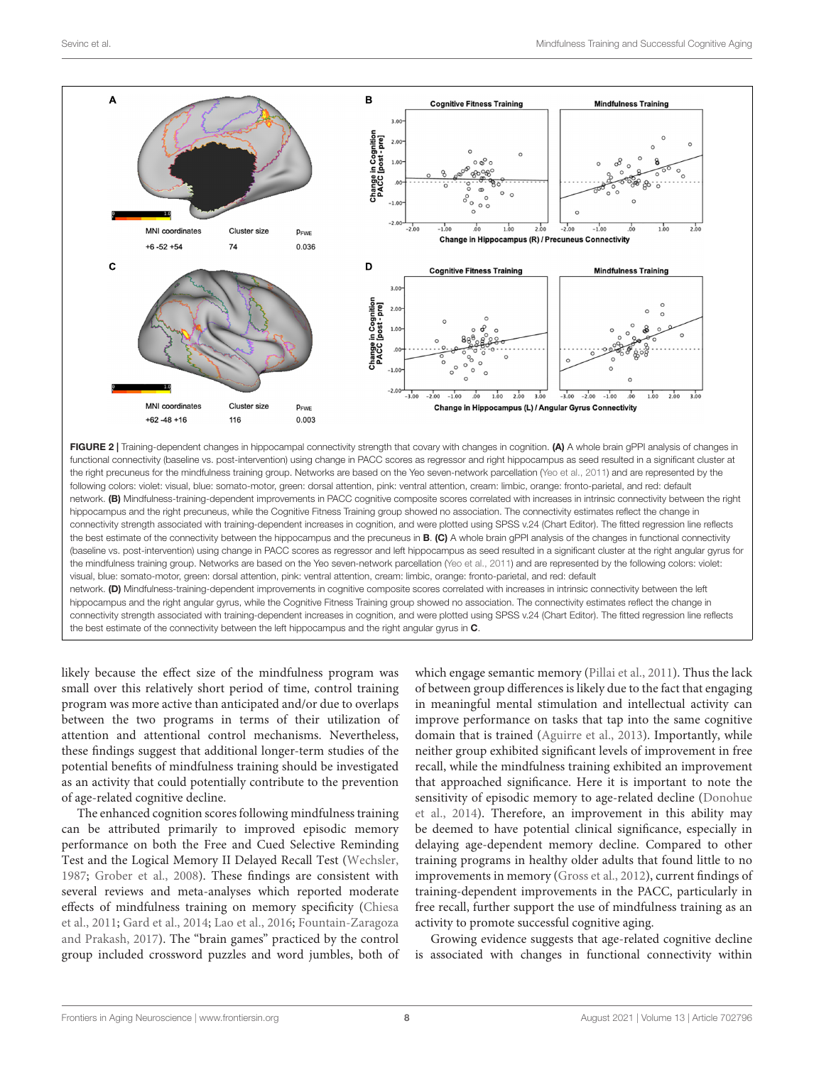FIGURE 2 | Training-dependent changes in hippocampal connectivity strength that covary with changes in cognition. **(A)** A whole brain gPPI analysis of changes in functional connectivity (baseline vs. post-intervention) using change in PACC scores as regressor and right hippocampus as seed resulted in a significant cluster at the right precuneus for the mindfulness training group. Networks are based on the Yeo seven-network parcellation (Yeo et al., 2011) and are represented by the following colors: violet: visual, blue: somato-motor, green: dorsal attention, pink: ventral attention, cream: limbic, orange: fronto-parietal, and red: default network. **(B)** Mindfulness-training-dependent improvements in PACC cognitive composite scores correlated with increases in intrinsic connectivity between the right hippocampus and the right precuneus, while the Cognitive Fitness Training group showed no association. The connectivity estimates reflect the change in connectivity strength associated with training-dependent increases in cognition, and were plotted using SPSS v.24 (Chart Editor). The fitted regression line reflects the best estimate of the connectivity between the hippocampus and the precuneus in **B**. **(C)** A whole brain gPPI analysis of the changes in functional connectivity (baseline vs. post-intervention) using change in PACC scores as regressor and left hippocampus as seed resulted in a significant cluster at the right angular gyrus for the mindfulness training group. Networks are based on the Yeo seven-network parcellation (Yeo et al., 2011) and are represented by the following colors: violet: visual, blue: somato-motor, green: dorsal attention, pink: ventral attention, cream: limbic, orange: fronto-parietal, and red: default network. **(D)** Mindfulness-training-dependent improvements in cognitive composite scores correlated with increases in intrinsic connectivity between the left hippocampus and the right angular gyrus, while the Cognitive Fitness Training group showed no association. The connectivity estimates reflect the change in connectivity strength associated with training-dependent increases in cognition, and were plotted using SPSS v.24 (Chart Editor). The fitted regression line reflects the best estimate of the connectivity between the left hippocampus and the right angular gyrus in **C**.

likely because the effect size of the mindfulness program was small over this relatively short period of time, control training program was more active than anticipated and/or due to overlaps between the two programs in terms of their utilization of attention and attentional control mechanisms. Nevertheless, these findings suggest that additional longer-term studies of the potential benefits of mindfulness training should be investigated as an activity that could potentially contribute to the prevention of age-related cognitive decline.

The enhanced cognition scores following mindfulness training can be attributed primarily to improved episodic memory performance on both the Free and Cued Selective Reminding Test and the Logical Memory II Delayed Recall Test (Wechsler, 1987; Grober et al., 2008). These findings are consistent with several reviews and meta-analyses which reported moderate effects of mindfulness training on memory specificity (Chiesa et al., 2011; Gard et al., 2014; Lao et al., 2016; Fountain-Zaragoza and Prakash, 2017). The "brain games" practiced by the control group included crossword puzzles and word jumbles, both of which engage semantic memory (Pillai et al., 2011). Thus the lack of between group differences is likely due to the fact that engaging in meaningful mental stimulation and intellectual activity can improve performance on tasks that tap into the same cognitive domain that is trained (Aguirre et al., 2013). Importantly, while neither group exhibited significant levels of improvement in free recall, while the mindfulness training exhibited an improvement that approached significance. Here it is important to note the sensitivity of episodic memory to age-related decline (Donohue et al., 2014). Therefore, an improvement in this ability may be deemed to have potential clinical significance, especially in delaying age-dependent memory decline. Compared to other training programs in healthy older adults that found little to no improvements in memory (Gross et al., 2012), current findings of training-dependent improvements in the PACC, particularly in free recall, further support the use of mindfulness training as an activity to promote successful cognitive aging.

Growing evidence suggests that age-related cognitive decline is associated with changes in functional connectivity within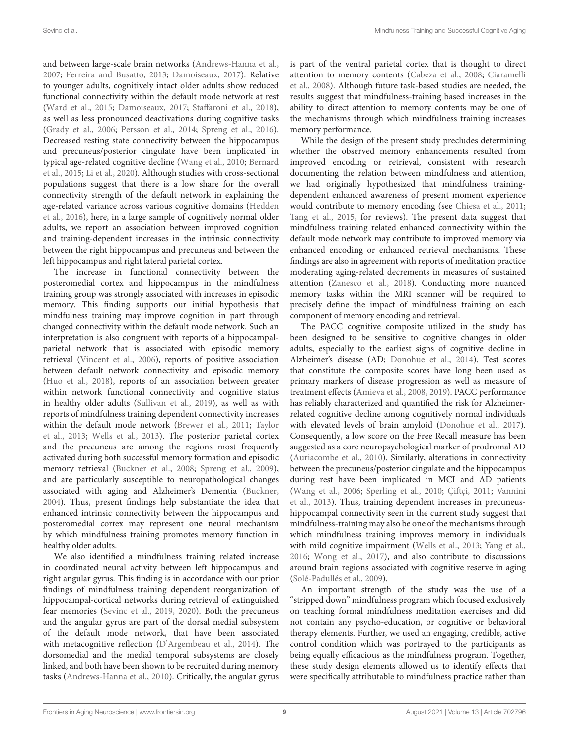and between large-scale brain networks (Andrews-Hanna et al., 2007; Ferreira and Busatto, 2013; Damoiseaux, 2017). Relative to younger adults, cognitively intact older adults show reduced functional connectivity within the default mode network at rest (Ward et al., 2015; Damoiseaux, 2017; Staffaroni et al., 2018), as well as less pronounced deactivations during cognitive tasks (Grady et al., 2006; Persson et al., 2014; Spreng et al., 2016). Decreased resting state connectivity between the hippocampus and precuneus/posterior cingulate have been implicated in typical age-related cognitive decline (Wang et al., 2010; Bernard et al., 2015; Li et al., 2020). Although studies with cross-sectional populations suggest that there is a low share for the overall connectivity strength of the default network in explaining the age-related variance across various cognitive domains (Hedden et al., 2016), here, in a large sample of cognitively normal older adults, we report an association between improved cognition and training-dependent increases in the intrinsic connectivity between the right hippocampus and precuneus and between the left hippocampus and right lateral parietal cortex.

The increase in functional connectivity between the posteromedial cortex and hippocampus in the mindfulness training group was strongly associated with increases in episodic memory. This finding supports our initial hypothesis that mindfulness training may improve cognition in part through changed connectivity within the default mode network. Such an interpretation is also congruent with reports of a hippocampal-parietal network that is associated with episodic memory retrieval (Vincent et al., 2006), reports of positive association between default network connectivity and episodic memory (Huo et al., 2018), reports of an association between greater within network functional connectivity and cognitive status in healthy older adults (Sullivan et al., 2019), as well as with reports of mindfulness training dependent connectivity increases within the default mode network (Brewer et al., 2011; Taylor et al., 2013; Wells et al., 2013). The posterior parietal cortex and the precuneus are among the regions most frequently activated during both successful memory formation and episodic memory retrieval (Buckner et al., 2008; Spreng et al., 2009), and are particularly susceptible to neuropathological changes associated with aging and Alzheimer's Dementia (Buckner, 2004). Thus, present findings help substantiate the idea that enhanced intrinsic connectivity between the hippocampus and posteromedial cortex may represent one neural mechanism by which mindfulness training promotes memory function in healthy older adults.

We also identified a mindfulness training related increase in coordinated neural activity between left hippocampus and right angular gyrus. This finding is in accordance with our prior findings of mindfulness training dependent reorganization of hippocampal-cortical networks during retrieval of extinguished fear memories (Sevinc et al., 2019, 2020). Both the precuneus and the angular gyrus are part of the dorsal medial subsystem of the default mode network, that have been associated with metacognitive reflection (D'Argembeau et al., 2014). The dorsomedial and the medial temporal subsystems are closely linked, and both have been shown to be recruited during memory tasks (Andrews-Hanna et al., 2010). Critically, the angular gyrus is part of the ventral parietal cortex that is thought to direct attention to memory contents (Cabeza et al., 2008; Ciaramelli et al., 2008). Although future task-based studies are needed, the results suggest that mindfulness-training based increases in the ability to direct attention to memory contents may be one of the mechanisms through which mindfulness training increases memory performance.

While the design of the present study precludes determining whether the observed memory enhancements resulted from improved encoding or retrieval, consistent with research documenting the relation between mindfulness and attention, we had originally hypothesized that mindfulness training-dependent enhanced awareness of present moment experience would contribute to memory encoding (see Chiesa et al., 2011; Tang et al., 2015, for reviews). The present data suggest that mindfulness training related enhanced connectivity within the default mode network may contribute to improved memory via enhanced encoding or enhanced retrieval mechanisms. These findings are also in agreement with reports of meditation practice moderating aging-related decrements in measures of sustained attention (Zanesco et al., 2018). Conducting more nuanced memory tasks within the MRI scanner will be required to precisely define the impact of mindfulness training on each component of memory encoding and retrieval.

The PACC cognitive composite utilized in the study has been designed to be sensitive to cognitive changes in older adults, especially to the earliest signs of cognitive decline in Alzheimer's disease (AD; Donohue et al., 2014). Test scores that constitute the composite scores have long been used as primary markers of disease progression as well as measure of treatment effects (Amieva et al., 2008, 2019). PACC performance has reliably characterized and quantified the risk for Alzheimer-related cognitive decline among cognitively normal individuals with elevated levels of brain amyloid (Donohue et al., 2017). Consequently, a low score on the Free Recall measure has been suggested as a core neuropsychological marker of prodromal AD (Auriacombe et al., 2010). Similarly, alterations in connectivity between the precuneus/posterior cingulate and the hippocampus during rest have been implicated in MCI and AD patients (Wang et al., 2006; Sperling et al., 2010; Çiftçi, 2011; Vannini et al., 2013). Thus, training dependent increases in precuneus-hippocampal connectivity seen in the current study suggest that mindfulness-training may also be one of the mechanisms through which mindfulness training improves memory in individuals with mild cognitive impairment (Wells et al., 2013; Yang et al., 2016; Wong et al., 2017), and also contribute to discussions around brain regions associated with cognitive reserve in aging (Solé-Padullés et al., 2009).

An important strength of the study was the use of a "stripped down" mindfulness program which focused exclusively on teaching formal mindfulness meditation exercises and did not contain any psycho-education, or cognitive or behavioral therapy elements. Further, we used an engaging, credible, active control condition which was portrayed to the participants as being equally efficacious as the mindfulness program. Together, these study design elements allowed us to identify effects that were specifically attributable to mindfulness practice rather than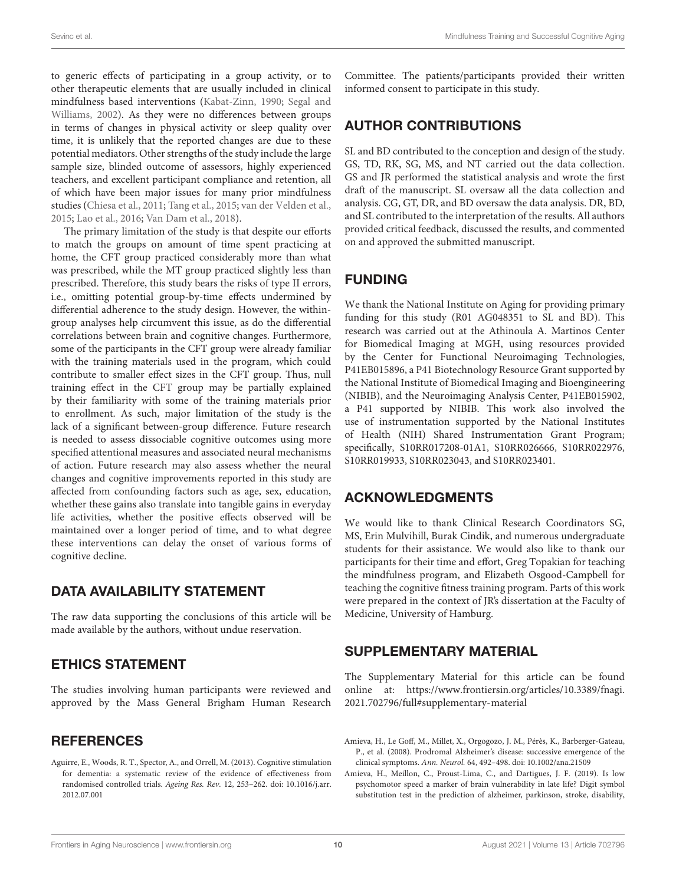to generic effects of participating in a group activity, or to other therapeutic elements that are usually included in clinical mindfulness based interventions (Kabat-Zinn, 1990; Segal and Williams, 2002). As they were no differences between groups in terms of changes in physical activity or sleep quality over time, it is unlikely that the reported changes are due to these potential mediators. Other strengths of the study include the large sample size, blinded outcome of assessors, highly experienced teachers, and excellent participant compliance and retention, all of which have been major issues for many prior mindfulness studies (Chiesa et al., 2011; Tang et al., 2015; van der Velden et al., 2015; Lao et al., 2016; Van Dam et al., 2018).

The primary limitation of the study is that despite our efforts to match the groups on amount of time spent practicing at home, the CFT group practiced considerably more than what was prescribed, while the MT group practiced slightly less than prescribed. Therefore, this study bears the risks of type II errors, i.e., omitting potential group-by-time effects undermined by differential adherence to the study design. However, the within-group analyses help circumvent this issue, as do the differential correlations between brain and cognitive changes. Furthermore, some of the participants in the CFT group were already familiar with the training materials used in the program, which could contribute to smaller effect sizes in the CFT group. Thus, null training effect in the CFT group may be partially explained by their familiarity with some of the training materials prior to enrollment. As such, major limitation of the study is the lack of a significant between-group difference. Future research is needed to assess dissociable cognitive outcomes using more specified attentional measures and associated neural mechanisms of action. Future research may also assess whether the neural changes and cognitive improvements reported in this study are affected from confounding factors such as age, sex, education, whether these gains also translate into tangible gains in everyday life activities, whether the positive effects observed will be maintained over a longer period of time, and to what degree these interventions can delay the onset of various forms of cognitive decline.

## DATA AVAILABILITY STATEMENT

The raw data supporting the conclusions of this article will be made available by the authors, without undue reservation.

## ETHICS STATEMENT

The studies involving human participants were reviewed and approved by the Mass General Brigham Human Research Committee. The patients/participants provided their written informed consent to participate in this study.

## AUTHOR CONTRIBUTIONS

SL and BD contributed to the conception and design of the study. GS, TD, RK, SG, MS, and NT carried out the data collection. GS and JR performed the statistical analysis and wrote the first draft of the manuscript. SL oversaw all the data collection and analysis. CG, GT, DR, and BD oversaw the data analysis. DR, BD, and SL contributed to the interpretation of the results. All authors provided critical feedback, discussed the results, and commented on and approved the submitted manuscript.

## FUNDING

We thank the National Institute on Aging for providing primary funding for this study (R01 AG048351 to SL and BD). This research was carried out at the Athinoula A. Martinos Center for Biomedical Imaging at MGH, using resources provided by the Center for Functional Neuroimaging Technologies, P41EB015896, a P41 Biotechnology Resource Grant supported by the National Institute of Biomedical Imaging and Bioengineering (NIBIB), and the Neuroimaging Analysis Center, P41EB015902, a P41 supported by NIBIB. This work also involved the use of instrumentation supported by the National Institutes of Health (NIH) Shared Instrumentation Grant Program; specifically, S10RR017208-01A1, S10RR026666, S10RR022976, S10RR019933, S10RR023043, and S10RR023401.

## ACKNOWLEDGMENTS

We would like to thank Clinical Research Coordinators SG, MS, Erin Mulvihill, Burak Cindik, and numerous undergraduate students for their assistance. We would also like to thank our participants for their time and effort, Greg Topakian for teaching the mindfulness program, and Elizabeth Osgood-Campbell for teaching the cognitive fitness training program. Parts of this work were prepared in the context of JR's dissertation at the Faculty of Medicine, University of Hamburg.

## SUPPLEMENTARY MATERIAL

The Supplementary Material for this article can be found online at: https://www.frontiersin.org/articles/10.3389/fnagi.2021.702796/full#supplementary-material

## REFERENCES

Aguirre, E., Woods, R. T., Spector, A., and Orrell, M. (2013). Cognitive stimulation for dementia: a systematic review of the evidence of effectiveness from randomised controlled trials. *Ageing Res. Rev.* 12, 253–262. doi: 10.1016/j.arr.2012.07.001

Amieva, H., Le Goff, M., Millet, X., Orgogozo, J. M., Pérès, K., Barberger-Gateau, P., et al. (2008). Prodromal Alzheimer's disease: successive emergence of the clinical symptoms. *Ann. Neurol.* 64, 492–498. doi: 10.1002/ana.21509

Amieva, H., Meillon, C., Proust-Lima, C., and Dartigues, J. F. (2019). Is low psychomotor speed a marker of brain vulnerability in late life? Digit symbol substitution test in the prediction of alzheimer, parkinson, stroke, disability,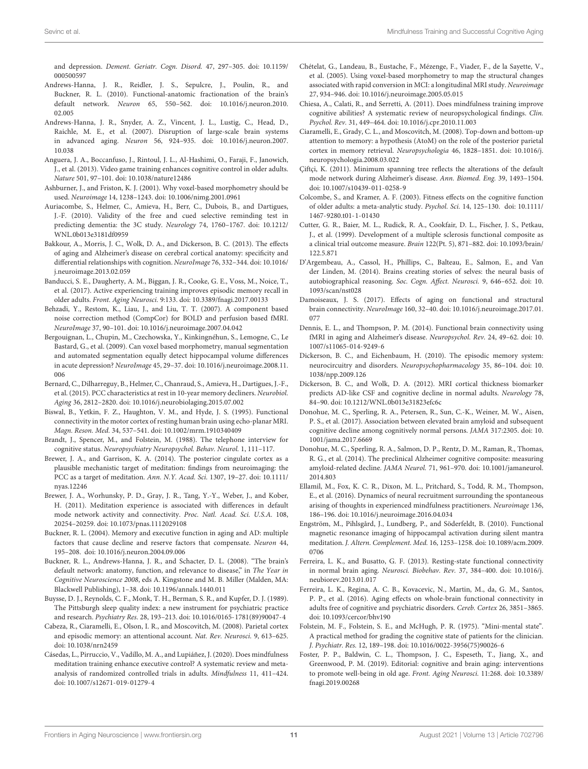and depression. *Dement. Geriatr. Cogn. Disord.* 47, 297–305. doi: 10.1159/000500597

Andrews-Hanna, J. R., Reidler, J. S., Sepulcre, J., Poulin, R., and Buckner, R. L. (2010). Functional-anatomic fractionation of the brain's default network. *Neuron* 65, 550–562. doi: 10.1016/j.neuron.2010.02.005

Andrews-Hanna, J. R., Snyder, A. Z., Vincent, J. L., Lustig, C., Head, D., Raichle, M. E., et al. (2007). Disruption of large-scale brain systems in advanced aging. *Neuron* 56, 924–935. doi: 10.1016/j.neuron.2007.10.038

Anguera, J. A., Boccanfuso, J., Rintoul, J. L., Al-Hashimi, O., Faraji, F., Janowich, J., et al. (2013). Video game training enhances cognitive control in older adults. *Nature* 501, 97–101. doi: 10.1038/nature12486

Ashburner, J., and Friston, K. J. (2001). Why voxel-based morphometry should be used. *Neuroimage* 14, 1238–1243. doi: 10.1006/nimg.2001.0961

Auriacombe, S., Helmer, C., Amieva, H., Berr, C., Dubois, B., and Dartigues, J.-F. (2010). Validity of the free and cued selective reminding test in predicting dementia: the 3C study. *Neurology* 74, 1760–1767. doi: 10.1212/WNL.0b013e3181df0959

Bakkour, A., Morris, J. C., Wolk, D. A., and Dickerson, B. C. (2013). The effects of aging and Alzheimer's disease on cerebral cortical anatomy: specificity and differential relationships with cognition. *NeuroImage* 76, 332–344. doi: 10.1016/j.neuroimage.2013.02.059

Banducci, S. E., Daugherty, A. M., Biggan, J. R., Cooke, G. E., Voss, M., Noice, T., et al. (2017). Active experiencing training improves episodic memory recall in older adults. *Front. Aging Neurosci.* 9:133. doi: 10.3389/fnagi.2017.00133

Behzadi, Y., Restom, K., Liau, J., and Liu, T. T. (2007). A component based noise correction method (CompCor) for BOLD and perfusion based fMRI. *NeuroImage* 37, 90–101. doi: 10.1016/j.neuroimage.2007.04.042

Bergouignan, L., Chupin, M., Czechowska, Y., Kinkingnéhun, S., Lemogne, C., Le Bastard, G., et al. (2009). Can voxel based morphometry, manual segmentation and automated segmentation equally detect hippocampal volume differences in acute depression? *NeuroImage* 45, 29–37. doi: 10.1016/j.neuroimage.2008.11.006

Bernard, C., Dilharreguy, B., Helmer, C., Chanraud, S., Amieva, H., Dartigues, J.-F., et al. (2015). PCC characteristics at rest in 10-year memory decliners. *Neurobiol. Aging* 36, 2812–2820. doi: 10.1016/j.neurobiolaging.2015.07.002

Biswal, B., Yetkin, F. Z., Haughton, V. M., and Hyde, J. S. (1995). Functional connectivity in the motor cortex of resting human brain using echo-planar MRI. *Magn. Reson. Med.* 34, 537–541. doi: 10.1002/mrm.1910340409

Brandt, J., Spencer, M., and Folstein, M. (1988). The telephone interview for cognitive status. *Neuropsychiatry Neuropsychol. Behav. Neurol.* 1, 111–117.

Brewer, J. A., and Garrison, K. A. (2014). The posterior cingulate cortex as a plausible mechanistic target of meditation: findings from neuroimaging: the PCC as a target of meditation. *Ann. N.Y. Acad. Sci.* 1307, 19–27. doi: 10.1111/nyas.12246

Brewer, J. A., Worhunsky, P. D., Gray, J. R., Tang, Y.-Y., Weber, J., and Kober, H. (2011). Meditation experience is associated with differences in default mode network activity and connectivity. *Proc. Natl. Acad. Sci. U.S.A.* 108, 20254–20259. doi: 10.1073/pnas.1112029108

Buckner, R. L. (2004). Memory and executive function in aging and AD: multiple factors that cause decline and reserve factors that compensate. *Neuron* 44, 195–208. doi: 10.1016/j.neuron.2004.09.006

Buckner, R. L., Andrews-Hanna, J. R., and Schacter, D. L. (2008). "The brain's default network: anatomy, function, and relevance to disease," in *The Year in Cognitive Neuroscience 2008*, eds A. Kingstone and M. B. Miller (Malden, MA: Blackwell Publishing), 1–38. doi: 10.1196/annals.1440.011

Buysse, D. J., Reynolds, C. F., Monk, T. H., Berman, S. R., and Kupfer, D. J. (1989). The Pittsburgh sleep quality index: a new instrument for psychiatric practice and research. *Psychiatry Res.* 28, 193–213. doi: 10.1016/0165-1781(89)90047-4

Cabeza, R., Ciaramelli, E., Olson, I. R., and Moscovitch, M. (2008). Parietal cortex and episodic memory: an attentional account. *Nat. Rev. Neurosci.* 9, 613–625. doi: 10.1038/nrn2459

Cásedas, L., Pirruccio, V., Vadillo, M. A., and Lupiáñez, J. (2020). Does mindfulness meditation training enhance executive control? A systematic review and meta-analysis of randomized controlled trials in adults. *Mindfulness* 11, 411–424. doi: 10.1007/s12671-019-01279-4

Chételat, G., Landeau, B., Eustache, F., Mézenge, F., Viader, F., de la Sayette, V., et al. (2005). Using voxel-based morphometry to map the structural changes associated with rapid conversion in MCI: a longitudinal MRI study. *Neuroimage* 27, 934–946. doi: 10.1016/j.neuroimage.2005.05.015

Chiesa, A., Calati, R., and Serretti, A. (2011). Does mindfulness training improve cognitive abilities? A systematic review of neuropsychological findings. *Clin. Psychol. Rev.* 31, 449–464. doi: 10.1016/j.cpr.2010.11.003

Ciaramelli, E., Grady, C. L., and Moscovitch, M. (2008). Top-down and bottom-up attention to memory: a hypothesis (AtoM) on the role of the posterior parietal cortex in memory retrieval. *Neuropsychologia* 46, 1828–1851. doi: 10.1016/j.neuropsychologia.2008.03.022

Çiftçi, K. (2011). Minimum spanning tree reflects the alterations of the default mode network during Alzheimer's disease. *Ann. Biomed. Eng.* 39, 1493–1504. doi: 10.1007/s10439-011-0258-9

Colcombe, S., and Kramer, A. F. (2003). Fitness effects on the cognitive function of older adults: a meta-analytic study. *Psychol. Sci.* 14, 125–130. doi: 10.1111/1467-9280.t01-1-01430

Cutter, G. R., Baier, M. L., Rudick, R. A., Cookfair, D. L., Fischer, J. S., Petkau, J., et al. (1999). Development of a multiple sclerosis functional composite as a clinical trial outcome measure. *Brain* 122(Pt. 5), 871–882. doi: 10.1093/brain/122.5.871

D'Argembeau, A., Cassol, H., Phillips, C., Balteau, E., Salmon, E., and Van der Linden, M. (2014). Brains creating stories of selves: the neural basis of autobiographical reasoning. *Soc. Cogn. Affect. Neurosci.* 9, 646–652. doi: 10.1093/scan/nst028

Damoiseaux, J. S. (2017). Effects of aging on functional and structural brain connectivity. *NeuroImage* 160, 32–40. doi: 10.1016/j.neuroimage.2017.01.077

Dennis, E. L., and Thompson, P. M. (2014). Functional brain connectivity using fMRI in aging and Alzheimer's disease. *Neuropsychol. Rev.* 24, 49–62. doi: 10.1007/s11065-014-9249-6

Dickerson, B. C., and Eichenbaum, H. (2010). The episodic memory system: neurocircuitry and disorders. *Neuropsychopharmacology* 35, 86–104. doi: 10.1038/npp.2009.126

Dickerson, B. C., and Wolk, D. A. (2012). MRI cortical thickness biomarker predicts AD-like CSF and cognitive decline in normal adults. *Neurology* 78, 84–90. doi: 10.1212/WNL.0b013e31823efc6c

Donohue, M. C., Sperling, R. A., Petersen, R., Sun, C.-K., Weiner, M. W., Aisen, P. S., et al. (2017). Association between elevated brain amyloid and subsequent cognitive decline among cognitively normal persons. *JAMA* 317:2305. doi: 10.1001/jama.2017.6669

Donohue, M. C., Sperling, R. A., Salmon, D. P., Rentz, D. M., Raman, R., Thomas, R. G., et al. (2014). The preclinical Alzheimer cognitive composite: measuring amyloid-related decline. *JAMA Neurol.* 71, 961–970. doi: 10.1001/jamaneurol.2014.803

Ellamil, M., Fox, K. C. R., Dixon, M. L., Pritchard, S., Todd, R. M., Thompson, E., et al. (2016). Dynamics of neural recruitment surrounding the spontaneous arising of thoughts in experienced mindfulness practitioners. *Neuroimage* 136, 186–196. doi: 10.1016/j.neuroimage.2016.04.034

Engström, M., Pihlsgård, J., Lundberg, P., and Söderfeldt, B. (2010). Functional magnetic resonance imaging of hippocampal activation during silent mantra meditation. *J. Altern. Complement. Med.* 16, 1253–1258. doi: 10.1089/acm.2009.0706

Ferreira, L. K., and Busatto, G. F. (2013). Resting-state functional connectivity in normal brain aging. *Neurosci. Biobehav. Rev.* 37, 384–400. doi: 10.1016/j.neubiorev.2013.01.017

Ferreira, L. K., Regina, A. C. B., Kovacevic, N., Martin, M., da, G. M., Santos, P. P., et al. (2016). Aging effects on whole-brain functional connectivity in adults free of cognitive and psychiatric disorders. *Cereb. Cortex* 26, 3851–3865. doi: 10.1093/cercor/bhv190

Folstein, M. F., Folstein, S. E., and McHugh, P. R. (1975). "Mini-mental state". A practical method for grading the cognitive state of patients for the clinician. *J. Psychiatr. Res.* 12, 189–198. doi: 10.1016/0022-3956(75)90026-6

Foster, P. P., Baldwin, C. L., Thompson, J. C., Espeseth, T., Jiang, X., and Greenwood, P. M. (2019). Editorial: cognitive and brain aging: interventions to promote well-being in old age. *Front. Aging Neurosci.* 11:268. doi: 10.3389/fnagi.2019.00268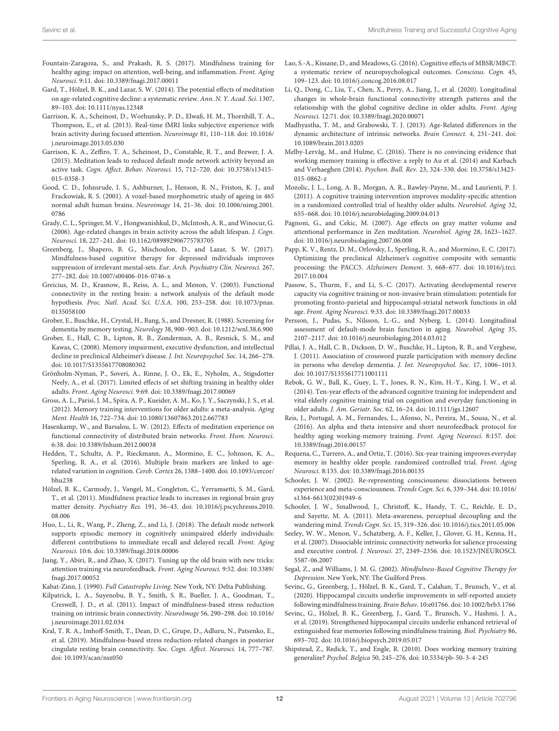Fountain-Zaragoza, S., and Prakash, R. S. (2017). Mindfulness training for healthy aging: impact on attention, well-being, and inflammation. *Front. Aging Neurosci.* 9:11. doi: 10.3389/fnagi.2017.00011

Gard, T., Hölzel, B. K., and Lazar, S. W. (2014). The potential effects of meditation on age-related cognitive decline: a systematic review. *Ann. N. Y. Acad. Sci.* 1307, 89–103. doi: 10.1111/nyas.12348

Garrison, K. A., Scheinost, D., Worhunsky, P. D., Elwafi, H. M., Thornhill, T. A., Thompson, E., et al. (2013). Real-time fMRI links subjective experience with brain activity during focused attention. *Neuroimage* 81, 110–118. doi: 10.1016/j.neuroimage.2013.05.030

Garrison, K. A., Zeffiro, T. A., Scheinost, D., Constable, R. T., and Brewer, J. A. (2015). Meditation leads to reduced default mode network activity beyond an active task. *Cogn. Affect. Behav. Neurosci.* 15, 712–720. doi: 10.3758/s13415-015-0358-3

Good, C. D., Johnsrude, I. S., Ashburner, J., Henson, R. N., Friston, K. J., and Frackowiak, R. S. (2001). A voxel-based morphometric study of ageing in 465 normal adult human brains. *Neuroimage* 14, 21–36. doi: 10.1006/nimg.2001.0786

Grady, C. L., Springer, M. V., Hongwanishkul, D., McIntosh, A. R., and Winocur, G. (2006). Age-related changes in brain activity across the adult lifespan. *J. Cogn. Neurosci.* 18, 227–241. doi: 10.1162/089892906775783705

Greenberg, J., Shapero, B. G., Mischoulon, D., and Lazar, S. W. (2017). Mindfulness-based cognitive therapy for depressed individuals improves suppression of irrelevant mental-sets. *Eur. Arch. Psychiatry Clin. Neurosci.* 267, 277–282. doi: 10.1007/s00406-016-0746-x

Greicius, M. D., Krasnow, B., Reiss, A. L., and Menon, V. (2003). Functional connectivity in the resting brain: a network analysis of the default mode hypothesis. *Proc. Natl. Acad. Sci. U.S.A.* 100, 253–258. doi: 10.1073/pnas.0135058100

Grober, E., Buschke, H., Crystal, H., Bang, S., and Dresner, R. (1988). Screening for dementia by memory testing. *Neurology* 38, 900–903. doi: 10.1212/wnl.38.6.900

Grober, E., Hall, C. B., Lipton, R. B., Zonderman, A. B., Resnick, S. M., and Kawas, C. (2008). Memory impairment, executive dysfunction, and intellectual decline in preclinical Alzheimer's disease. *J. Int. Neuropsychol. Soc.* 14, 266–278. doi: 10.1017/S1355617708080302

Grönholm-Nyman, P., Soveri, A., Rinne, J. O., Ek, E., Nyholm, A., Stigsdotter Neely, A., et al. (2017). Limited effects of set shifting training in healthy older adults. *Front. Aging Neurosci.* 9:69. doi: 10.3389/fnagi.2017.00069

Gross, A. L., Parisi, J. M., Spira, A. P., Kueider, A. M., Ko, J. Y., Saczynski, J. S., et al. (2012). Memory training interventions for older adults: a meta-analysis. *Aging Ment. Health* 16, 722–734. doi: 10.1080/13607863.2012.667783

Hasenkamp, W., and Barsalou, L. W. (2012). Effects of meditation experience on functional connectivity of distributed brain networks. *Front. Hum. Neurosci.* 6:38. doi: 10.3389/fnhum.2012.00038

Hedden, T., Schultz, A. P., Rieckmann, A., Mormino, E. C., Johnson, K. A., Sperling, R. A., et al. (2016). Multiple brain markers are linked to age-related variation in cognition. *Cereb. Cortex* 26, 1388–1400. doi: 10.1093/cercor/bhu238

Hölzel, B. K., Carmody, J., Vangel, M., Congleton, C., Yerramsetti, S. M., Gard, T., et al. (2011). Mindfulness practice leads to increases in regional brain gray matter density. *Psychiatry Res.* 191, 36–43. doi: 10.1016/j.pscychresns.2010.08.006

Huo, L., Li, R., Wang, P., Zheng, Z., and Li, J. (2018). The default mode network supports episodic memory in cognitively unimpaired elderly individuals: different contributions to immediate recall and delayed recall. *Front. Aging Neurosci.* 10:6. doi: 10.3389/fnagi.2018.00006

Jiang, Y., Abiri, R., and Zhao, X. (2017). Tuning up the old brain with new tricks: attention training via neurofeedback. *Front. Aging Neurosci.* 9:52. doi: 10.3389/fnagi.2017.00052

Kabat-Zinn, J. (1990). *Full Catastrophe Living*. New York, NY: Delta Publishing.

Kilpatrick, L. A., Suyenobu, B. Y., Smith, S. R., Bueller, J. A., Goodman, T., Creswell, J. D., et al. (2011). Impact of mindfulness-based stress reduction training on intrinsic brain connectivity. *NeuroImage* 56, 290–298. doi: 10.1016/j.neuroimage.2011.02.034

Kral, T. R. A., Imhoff-Smith, T., Dean, D. C., Grupe, D., Adluru, N., Patsenko, E., et al. (2019). Mindfulness-based stress reduction-related changes in posterior cingulate resting brain connectivity. *Soc. Cogn. Affect. Neurosci.* 14, 777–787. doi: 10.1093/scan/nsz050

Lao, S.-A., Kissane, D., and Meadows, G. (2016). Cognitive effects of MBSR/MBCT: a systematic review of neuropsychological outcomes. *Conscious. Cogn.* 45, 109–123. doi: 10.1016/j.concog.2016.08.017

Li, Q., Dong, C., Liu, T., Chen, X., Perry, A., Jiang, J., et al. (2020). Longitudinal changes in whole-brain functional connectivity strength patterns and the relationship with the global cognitive decline in older adults. *Front. Aging Neurosci.* 12:71. doi: 10.3389/fnagi.2020.00071

Madhyastha, T. M., and Grabowski, T. J. (2013). Age-Related differences in the dynamic architecture of intrinsic networks. *Brain Connect.* 4, 231–241. doi: 10.1089/brain.2013.0205

Melby-Lervåg, M., and Hulme, C. (2016). There is no convincing evidence that working memory training is effective: a reply to Au et al. (2014) and Karbach and Verhaeghen (2014). *Psychon. Bull. Rev.* 23, 324–330. doi: 10.3758/s13423-015-0862-z

Mozolic, J. L., Long, A. B., Morgan, A. R., Rawley-Payne, M., and Laurienti, P. J. (2011). A cognitive training intervention improves modality-specific attention in a randomized controlled trial of healthy older adults. *Neurobiol. Aging* 32, 655–668. doi: 10.1016/j.neurobiolaging.2009.04.013

Pagnoni, G., and Cekic, M. (2007). Age effects on gray matter volume and attentional performance in Zen meditation. *Neurobiol. Aging* 28, 1623–1627. doi: 10.1016/j.neurobiolaging.2007.06.008

Papp, K. V., Rentz, D. M., Orlovsky, I., Sperling, R. A., and Mormino, E. C. (2017). Optimizing the preclinical Alzheimer's cognitive composite with semantic processing: the PACC5. *Alzheimers Dement.* 3, 668–677. doi: 10.1016/j.trci.2017.10.004

Passow, S., Thurm, F., and Li, S.-C. (2017). Activating developmental reserve capacity via cognitive training or non-invasive brain stimulation: potentials for promoting fronto-parietal and hippocampal-striatal network functions in old age. *Front. Aging Neurosci.* 9:33. doi: 10.3389/fnagi.2017.00033

Persson, J., Pudas, S., Nilsson, L.-G., and Nyberg, L. (2014). Longitudinal assessment of default-mode brain function in aging. *Neurobiol. Aging* 35, 2107–2117. doi: 10.1016/j.neurobiolaging.2014.03.012

Pillai, J. A., Hall, C. B., Dickson, D. W., Buschke, H., Lipton, R. B., and Verghese, J. (2011). Association of crossword puzzle participation with memory decline in persons who develop dementia. *J. Int. Neuropsychol. Soc.* 17, 1006–1013. doi: 10.1017/S1355617711001111

Rebok, G. W., Ball, K., Guey, L. T., Jones, R. N., Kim, H.-Y., King, J. W., et al. (2014). Ten-year effects of the advanced cognitive training for independent and vital elderly cognitive training trial on cognition and everyday functioning in older adults. *J. Am. Geriatr. Soc.* 62, 16–24. doi: 10.1111/jgs.12607

Reis, J., Portugal, A. M., Fernandes, L., Afonso, N., Pereira, M., Sousa, N., et al. (2016). An alpha and theta intensive and short neurofeedback protocol for healthy aging working-memory training. *Front. Aging Neurosci.* 8:157. doi: 10.3389/fnagi.2016.00157

Requena, C., Turrero, A., and Ortiz, T. (2016). Six-year training improves everyday memory in healthy older people. randomized controlled trial. *Front. Aging Neurosci.* 8:135. doi: 10.3389/fnagi.2016.00135

Schooler, J. W. (2002). Re-representing consciousness: dissociations between experience and meta-consciousness. *Trends Cogn. Sci.* 6, 339–344. doi: 10.1016/s1364-6613(02)01949-6

Schooler, J. W., Smallwood, J., Christoff, K., Handy, T. C., Reichle, E. D., and Sayette, M. A. (2011). Meta-awareness, perceptual decoupling and the wandering mind. *Trends Cogn. Sci.* 15, 319–326. doi: 10.1016/j.tics.2011.05.006

Seeley, W. W., Menon, V., Schatzberg, A. F., Keller, J., Glover, G. H., Kenna, H., et al. (2007). Dissociable intrinsic connectivity networks for salience processing and executive control. *J. Neurosci.* 27, 2349–2356. doi: 10.1523/JNEUROSCI.5587-06.2007

Segal, Z., and Williams, J. M. G. (2002). *Mindfulness-Based Cognitive Therapy for Depression*. New York, NY: The Guilford Press.

Sevinc, G., Greenberg, J., Hölzel, B. K., Gard, T., Calahan, T., Brunsch, V., et al. (2020). Hippocampal circuits underlie improvements in self-reported anxiety following mindfulness training. *Brain Behav.* 10:e01766. doi: 10.1002/brb3.1766

Sevinc, G., Hölzel, B. K., Greenberg, J., Gard, T., Brunsch, V., Hashmi, J. A., et al. (2019). Strengthened hippocampal circuits underlie enhanced retrieval of extinguished fear memories following mindfulness training. *Biol. Psychiatry* 86, 693–702. doi: 10.1016/j.biopsych.2019.05.017

Shipstead, Z., Redick, T., and Engle, R. (2010). Does working memory training generalize? *Psychol. Belgica* 50, 245–276. doi: 10.5334/pb-50-3-4-245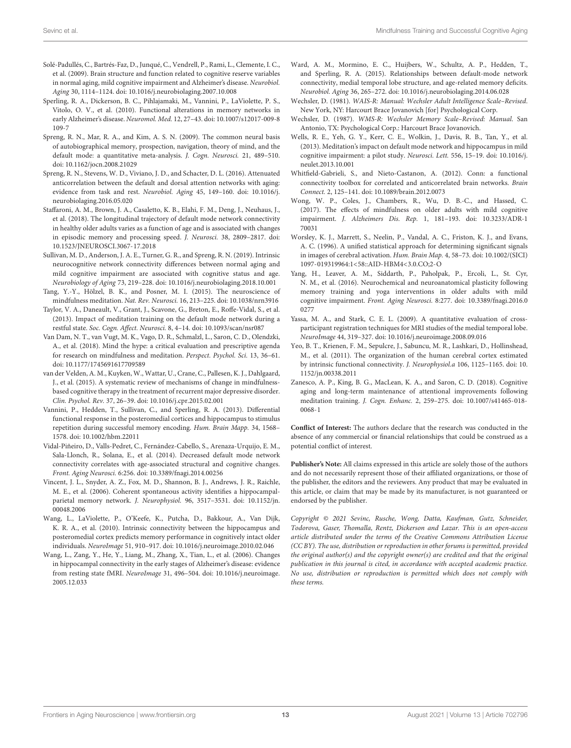Solé-Padullés, C., Bartrés-Faz, D., Junqué, C., Vendrell, P., Rami, L., Clemente, I. C., et al. (2009). Brain structure and function related to cognitive reserve variables in normal aging, mild cognitive impairment and Alzheimer's disease. *Neurobiol. Aging* 30, 1114–1124. doi: 10.1016/j.neurobiolaging.2007.10.008

Sperling, R. A., Dickerson, B. C., Pihlajamaki, M., Vannini, P., LaViolette, P. S., Vitolo, O. V., et al. (2010). Functional alterations in memory networks in early Alzheimer's disease. *Neuromol. Med.* 12, 27–43. doi: 10.1007/s12017-009-8109-7

Spreng, R. N., Mar, R. A., and Kim, A. S. N. (2009). The common neural basis of autobiographical memory, prospection, navigation, theory of mind, and the default mode: a quantitative meta-analysis. *J. Cogn. Neurosci.* 21, 489–510. doi: 10.1162/jocn.2008.21029

Spreng, R. N., Stevens, W. D., Viviano, J. D., and Schacter, D. L. (2016). Attenuated anticorrelation between the default and dorsal attention networks with aging: evidence from task and rest. *Neurobiol. Aging* 45, 149–160. doi: 10.1016/j.neurobiolaging.2016.05.020

Staffaroni, A. M., Brown, J. A., Casaletto, K. B., Elahi, F. M., Deng, J., Neuhaus, J., et al. (2018). The longitudinal trajectory of default mode network connectivity in healthy older adults varies as a function of age and is associated with changes in episodic memory and processing speed. *J. Neurosci.* 38, 2809–2817. doi: 10.1523/JNEUROSCI.3067-17.2018

Sullivan, M. D., Anderson, J. A. E., Turner, G. R., and Spreng, R. N. (2019). Intrinsic neurocognitive network connectivity differences between normal aging and mild cognitive impairment are associated with cognitive status and age. *Neurobiology of Aging* 73, 219–228. doi: 10.1016/j.neurobiolaging.2018.10.001

Tang, Y.-Y., Hölzel, B. K., and Posner, M. I. (2015). The neuroscience of mindfulness meditation. *Nat. Rev. Neurosci.* 16, 213–225. doi: 10.1038/nrn3916

Taylor, V. A., Daneault, V., Grant, J., Scavone, G., Breton, E., Roffe-Vidal, S., et al. (2013). Impact of meditation training on the default mode network during a restful state. *Soc. Cogn. Affect. Neurosci.* 8, 4–14. doi: 10.1093/scan/nsr087

Van Dam, N. T., van Vugt, M. K., Vago, D. R., Schmalzl, L., Saron, C. D., Olendzki, A., et al. (2018). Mind the hype: a critical evaluation and prescriptive agenda for research on mindfulness and meditation. *Perspect. Psychol. Sci.* 13, 36–61. doi: 10.1177/1745691617709589

van der Velden, A. M., Kuyken, W., Wattar, U., Crane, C., Pallesen, K. J., Dahlgaard, J., et al. (2015). A systematic review of mechanisms of change in mindfulness-based cognitive therapy in the treatment of recurrent major depressive disorder. *Clin. Psychol. Rev.* 37, 26–39. doi: 10.1016/j.cpr.2015.02.001

Vannini, P., Hedden, T., Sullivan, C., and Sperling, R. A. (2013). Differential functional response in the posteromedial cortices and hippocampus to stimulus repetition during successful memory encoding. *Hum. Brain Mapp.* 34, 1568–1578. doi: 10.1002/hbm.22011

Vidal-Piñeiro, D., Valls-Pedret, C., Fernández-Cabello, S., Arenaza-Urquijo, E. M., Sala-Llonch, R., Solana, E., et al. (2014). Decreased default mode network connectivity correlates with age-associated structural and cognitive changes. *Front. Aging Neurosci.* 6:256. doi: 10.3389/fnagi.2014.00256

Vincent, J. L., Snyder, A. Z., Fox, M. D., Shannon, B. J., Andrews, J. R., Raichle, M. E., et al. (2006). Coherent spontaneous activity identifies a hippocampal-parietal memory network. *J. Neurophysiol.* 96, 3517–3531. doi: 10.1152/jn.00048.2006

Wang, L., LaViolette, P., O'Keefe, K., Putcha, D., Bakkour, A., Van Dijk, K. R. A., et al. (2010). Intrinsic connectivity between the hippocampus and posteromedial cortex predicts memory performance in cognitively intact older individuals. *NeuroImage* 51, 910–917. doi: 10.1016/j.neuroimage.2010.02.046

Wang, L., Zang, Y., He, Y., Liang, M., Zhang, X., Tian, L., et al. (2006). Changes in hippocampal connectivity in the early stages of Alzheimer's disease: evidence from resting state fMRI. *NeuroImage* 31, 496–504. doi: 10.1016/j.neuroimage.2005.12.033

Ward, A. M., Mormino, E. C., Huijbers, W., Schultz, A. P., Hedden, T., and Sperling, R. A. (2015). Relationships between default-mode network connectivity, medial temporal lobe structure, and age-related memory deficits. *Neurobiol. Aging* 36, 265–272. doi: 10.1016/j.neurobiolaging.2014.06.028

Wechsler, D. (1981). *WAIS-R: Manual: Wechsler Adult Intelligence Scale–Revised.* New York, NY: Harcourt Brace Jovanovich [for] Psychological Corp.

Wechsler, D. (1987). *WMS-R: Wechsler Memory Scale–Revised: Manual.* San Antonio, TX: Psychological Corp.: Harcourt Brace Jovanovich.

Wells, R. E., Yeh, G. Y., Kerr, C. E., Wolkin, J., Davis, R. B., Tan, Y., et al. (2013). Meditation's impact on default mode network and hippocampus in mild cognitive impairment: a pilot study. *Neurosci. Lett.* 556, 15–19. doi: 10.1016/j.neulet.2013.10.001

Whitfield-Gabrieli, S., and Nieto-Castanon, A. (2012). Conn: a functional connectivity toolbox for correlated and anticorrelated brain networks. *Brain Connect.* 2, 125–141. doi: 10.1089/brain.2012.0073

Wong, W. P., Coles, J., Chambers, R., Wu, D. B.-C., and Hassed, C. (2017). The effects of mindfulness on older adults with mild cognitive impairment. *J. Alzheimers Dis. Rep.* 1, 181–193. doi: 10.3233/ADR-170031

Worsley, K. J., Marrett, S., Neelin, P., Vandal, A. C., Friston, K. J., and Evans, A. C. (1996). A unified statistical approach for determining significant signals in images of cerebral activation. *Hum. Brain Map.* 4, 58–73. doi: 10.1002/(SICI)1097-019319964:1<58::AID-HBM4<3.0.CO;2-O

Yang, H., Leaver, A. M., Siddarth, P., Paholpak, P., Ercoli, L., St. Cyr, N. M., et al. (2016). Neurochemical and neuroanatomical plasticity following memory training and yoga interventions in older adults with mild cognitive impairment. *Front. Aging Neurosci.* 8:277. doi: 10.3389/fnagi.2016.00277

Yassa, M. A., and Stark, C. E. L. (2009). A quantitative evaluation of cross-participant registration techniques for MRI studies of the medial temporal lobe. *NeuroImage* 44, 319–327. doi: 10.1016/j.neuroimage.2008.09.016

Yeo, B. T., Krienen, F. M., Sepulcre, J., Sabuncu, M. R., Lashkari, D., Hollinshead, M., et al. (2011). The organization of the human cerebral cortex estimated by intrinsic functional connectivity. *J. Neurophysiol.a* 106, 1125–1165. doi: 10.1152/jn.00338.2011

Zanesco, A. P., King, B. G., MacLean, K. A., and Saron, C. D. (2018). Cognitive aging and long-term maintenance of attentional improvements following meditation training. *J. Cogn. Enhanc.* 2, 259–275. doi: 10.1007/s41465-018-0068-1

**Conflict of Interest:** The authors declare that the research was conducted in the absence of any commercial or financial relationships that could be construed as a potential conflict of interest.

**Publisher's Note:** All claims expressed in this article are solely those of the authors and do not necessarily represent those of their affiliated organizations, or those of the publisher, the editors and the reviewers. Any product that may be evaluated in this article, or claim that may be made by its manufacturer, is not guaranteed or endorsed by the publisher.

*Copyright © 2021 Sevinc, Rusche, Wong, Datta, Kaufman, Gutz, Schneider, Todorova, Gaser, Thomalla, Rentz, Dickerson and Lazar. This is an open-access article distributed under the terms of the Creative Commons Attribution License (CC BY). The use, distribution or reproduction in other forums is permitted, provided the original author(s) and the copyright owner(s) are credited and that the original publication in this journal is cited, in accordance with accepted academic practice. No use, distribution or reproduction is permitted which does not comply with these terms.*